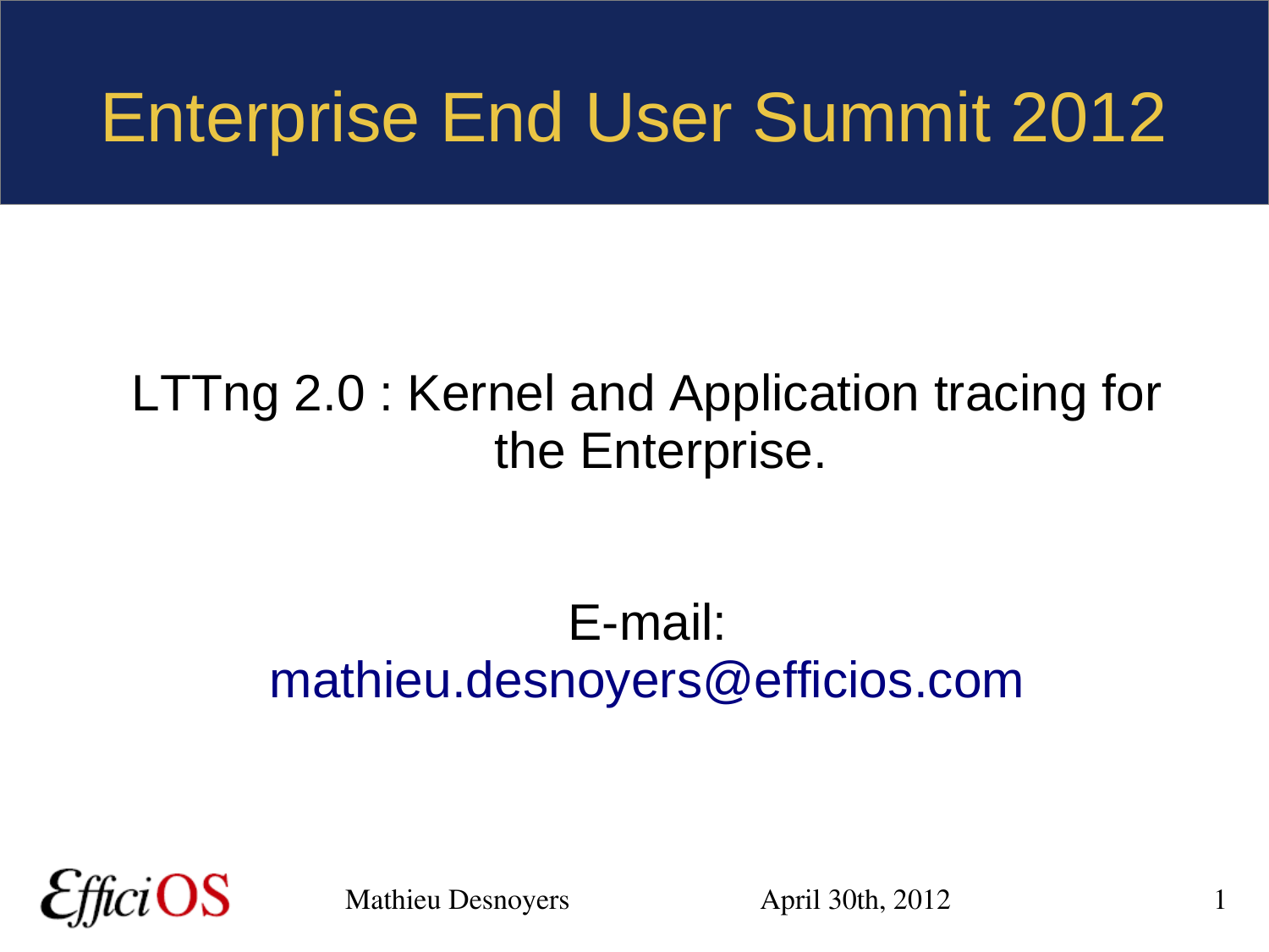# Enterprise End User Summit 2012

LTTng 2.0 : Kernel and Application tracing for the Enterprise.

E-mail:
mathieu.desnoyers@efficios.com

EfficiOS

Mathieu Desnoyers

April 30th, 2012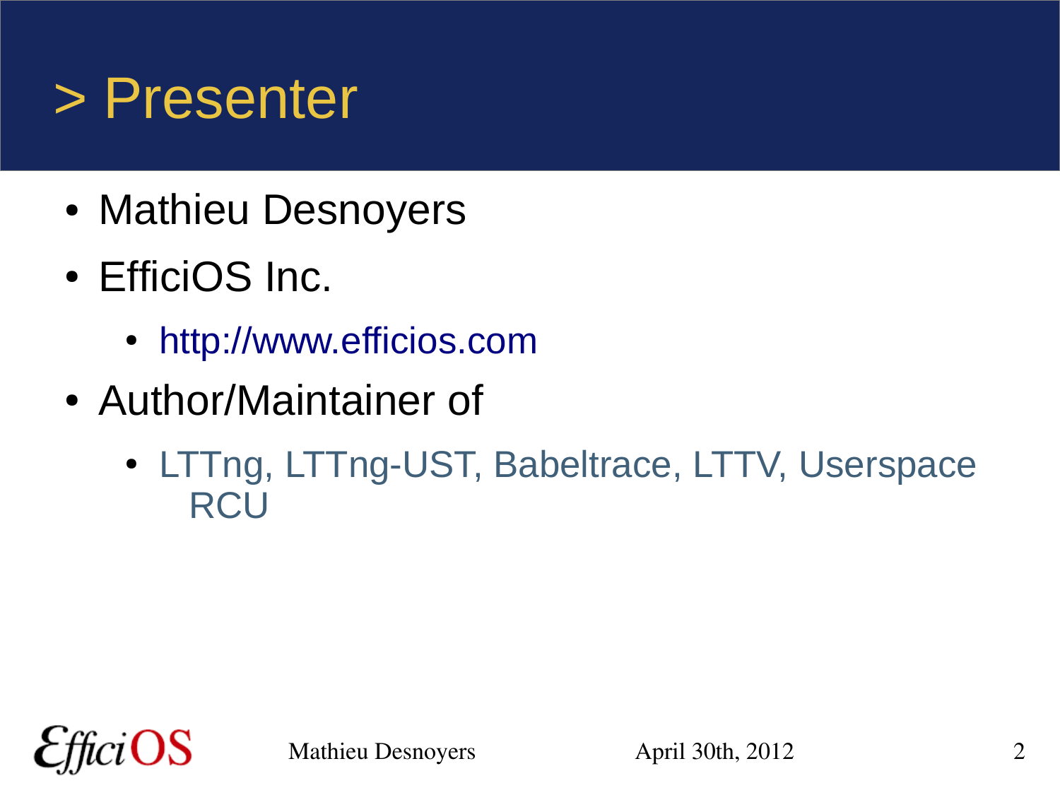# > Presenter

- Mathieu Desnoyers
- EfficiOS Inc.
  - http://www.efficios.com
- Author/Maintainer of
  - LTTng, LTTng-UST, Babeltrace, LTTV, Userspace RCU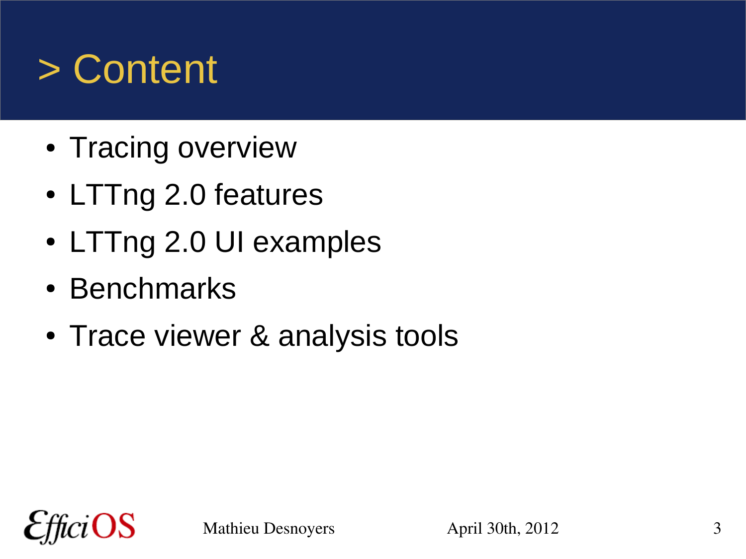# > Content

- Tracing overview
- LTTng 2.0 features
- LTTng 2.0 UI examples
- Benchmarks
- Trace viewer & analysis tools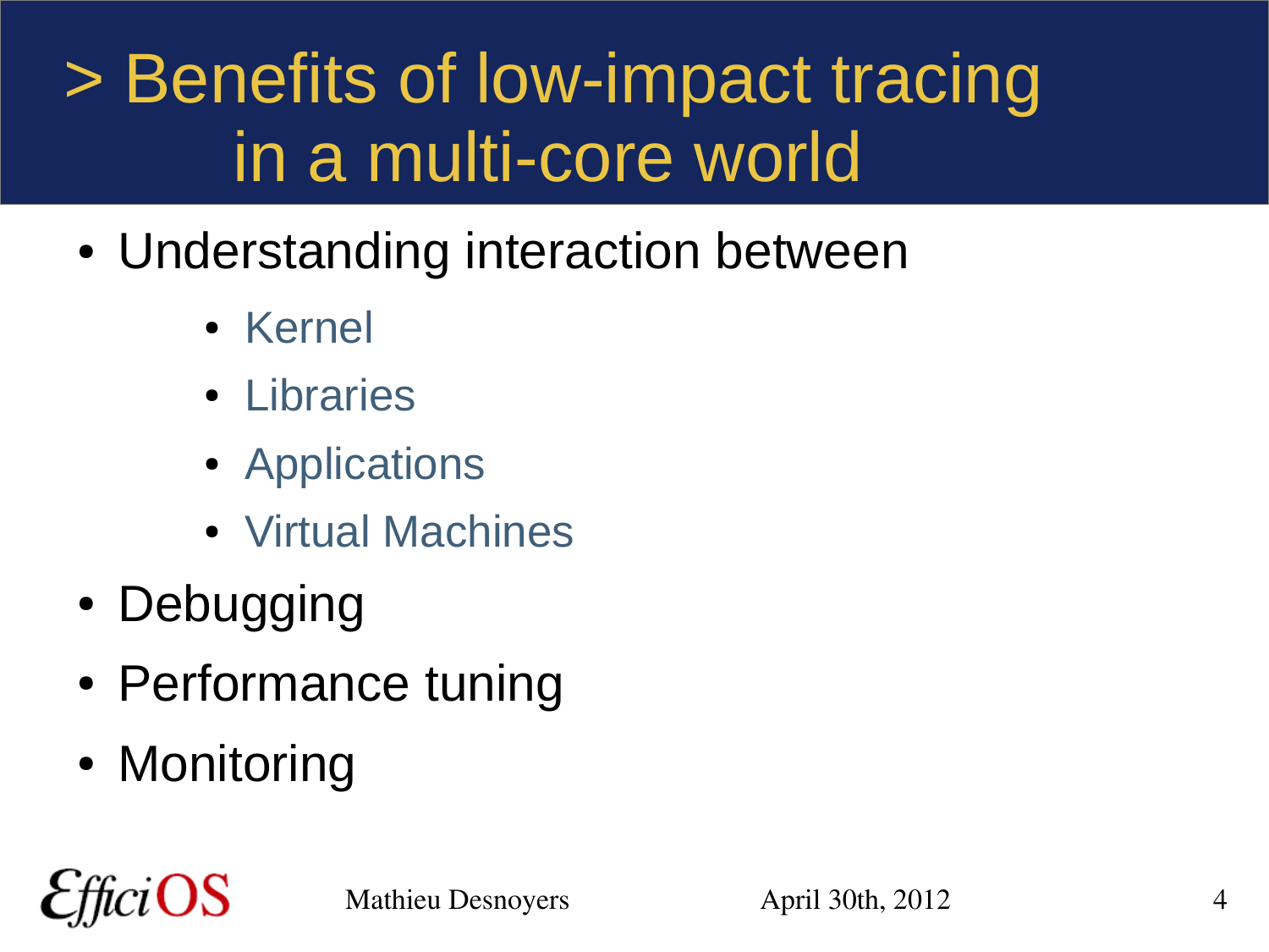# > Benefits of low-impact tracing in a multi-core world

- Understanding interaction between
  - Kernel
  - Libraries
  - Applications
  - Virtual Machines
- Debugging
- Performance tuning
- Monitoring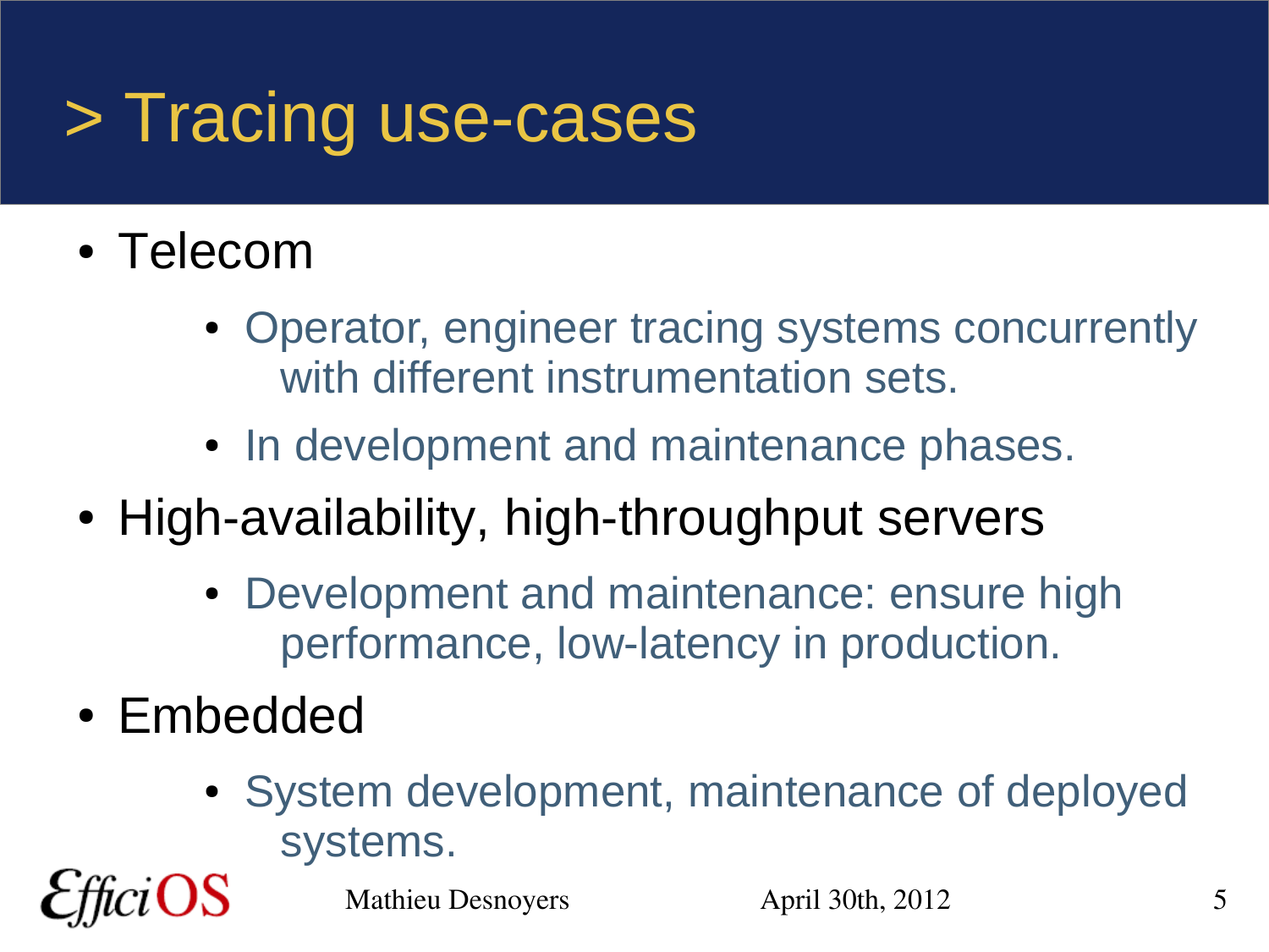# > Tracing use-cases

- Telecom
  - Operator, engineer tracing systems concurrently with different instrumentation sets.
  - In development and maintenance phases.
- High-availability, high-throughput servers
  - Development and maintenance: ensure high performance, low-latency in production.
- Embedded
  - System development, maintenance of deployed systems.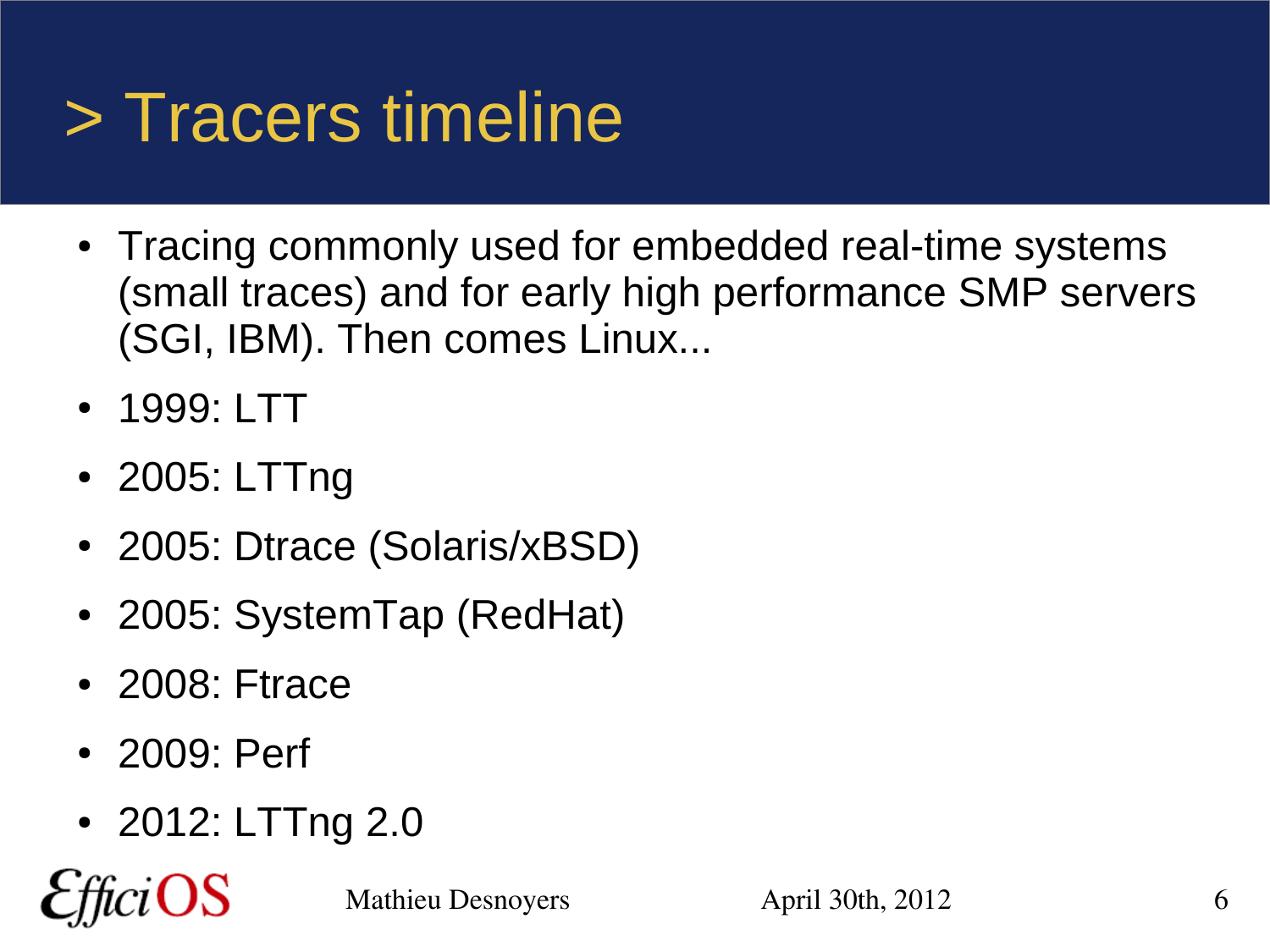# > Tracers timeline

- Tracing commonly used for embedded real-time systems (small traces) and for early high performance SMP servers (SGI, IBM). Then comes Linux...
- 1999: LTT
- 2005: LTTng
- 2005: Dtrace (Solaris/xBSD)
- 2005: SystemTap (RedHat)
- 2008: Ftrace
- 2009: Perf
- 2012: LTTng 2.0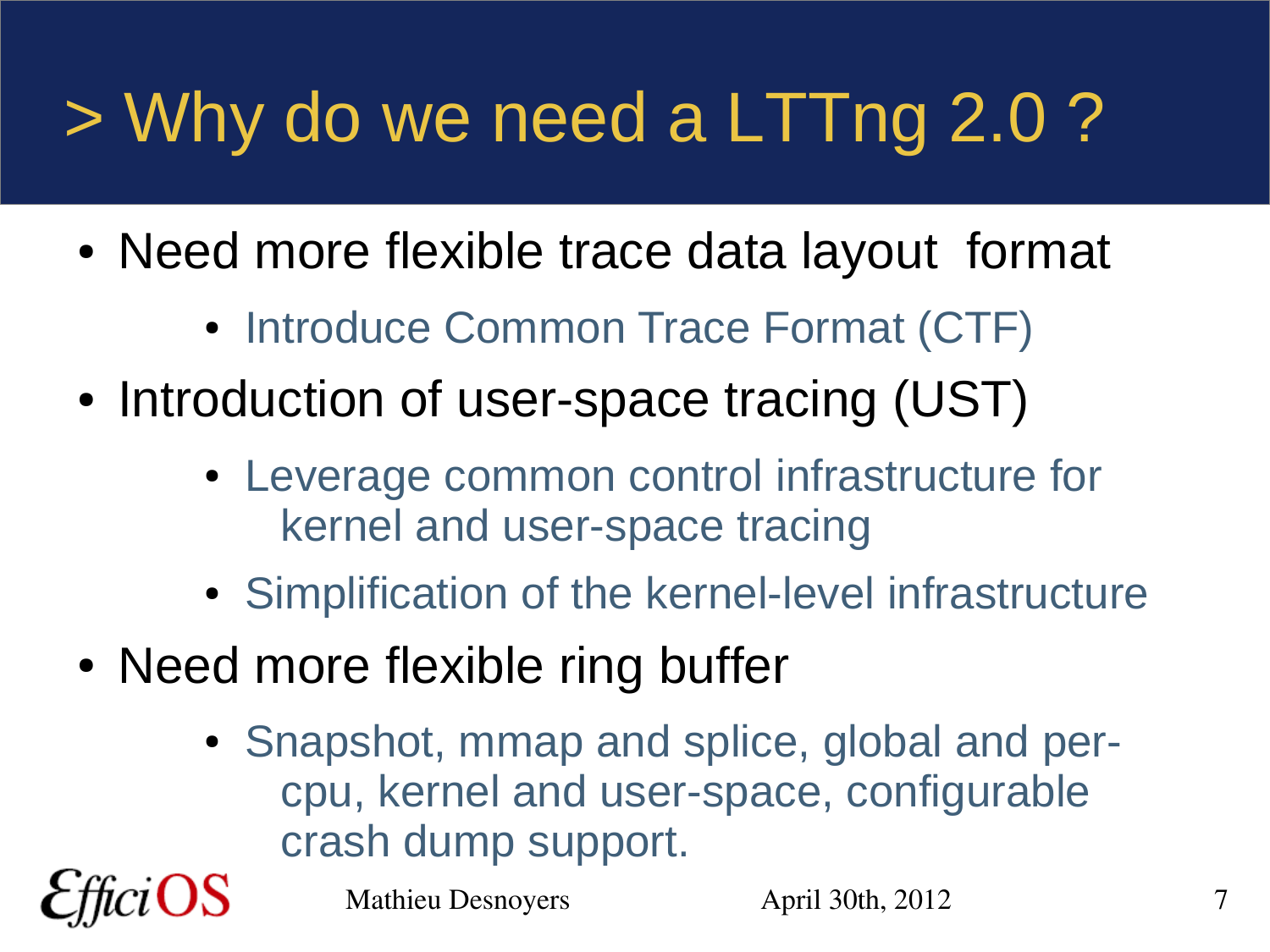# > Why do we need a LTTng 2.0 ?

- Need more flexible trace data layout format
  - Introduce Common Trace Format (CTF)
- Introduction of user-space tracing (UST)
  - Leverage common control infrastructure for kernel and user-space tracing
  - Simplification of the kernel-level infrastructure
- Need more flexible ring buffer
  - Snapshot, mmap and splice, global and per-cpu, kernel and user-space, configurable crash dump support.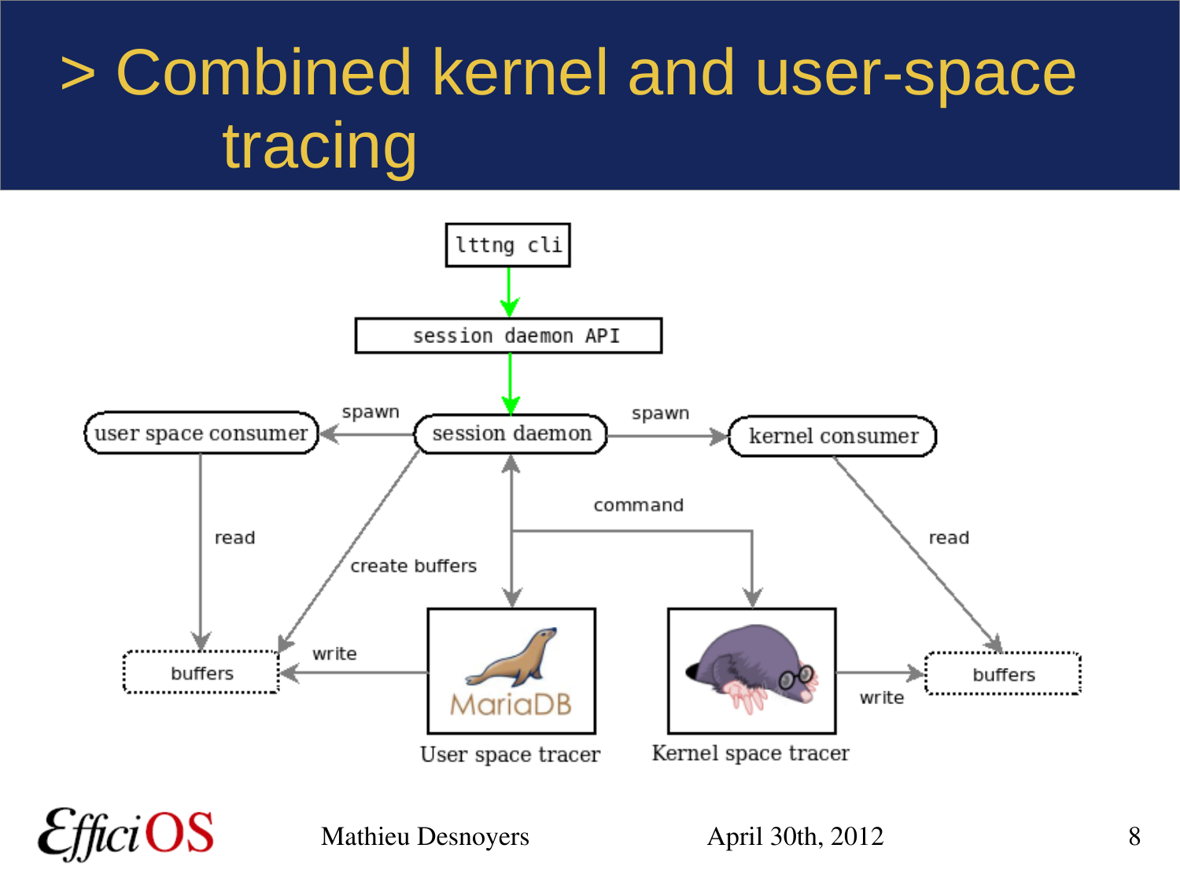# > Combined kernel and user-space tracing

lttng cli

session daemon API

user space consumer — spawn — session daemon — spawn — kernel consumer

read

create buffers

command

read

buffers

write

MariaDB

User space tracer

Kernel space tracer

write

buffers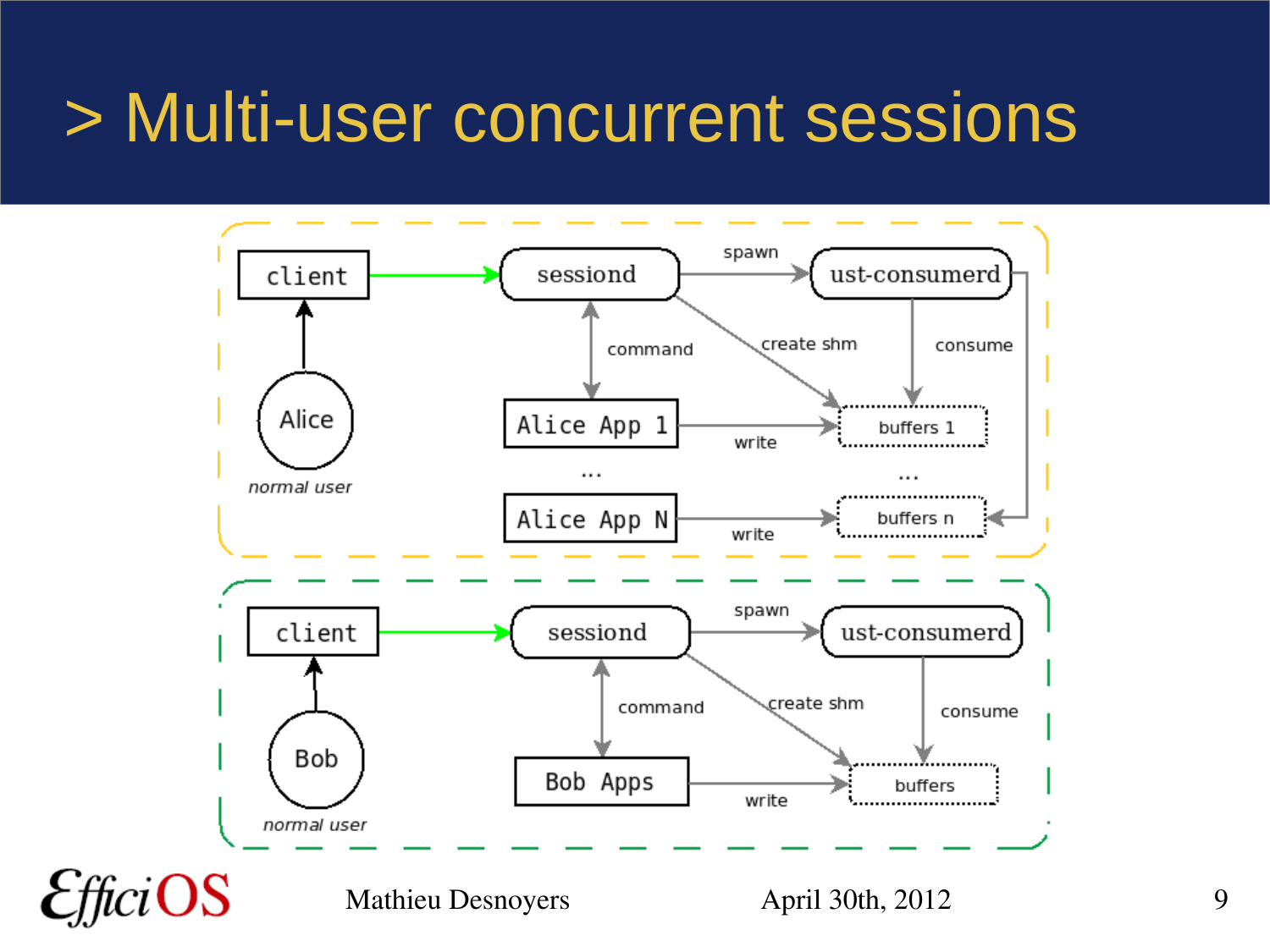# > Multi-user concurrent sessions

client

Alice

*normal user*

sessiond

spawn

ust-consumerd

command

create shm

consume

Alice App 1

write

buffers 1

...

...

Alice App N

write

buffers n

client

Bob

*normal user*

sessiond

spawn

ust-consumerd

command

create shm

consume

Bob Apps

write

buffers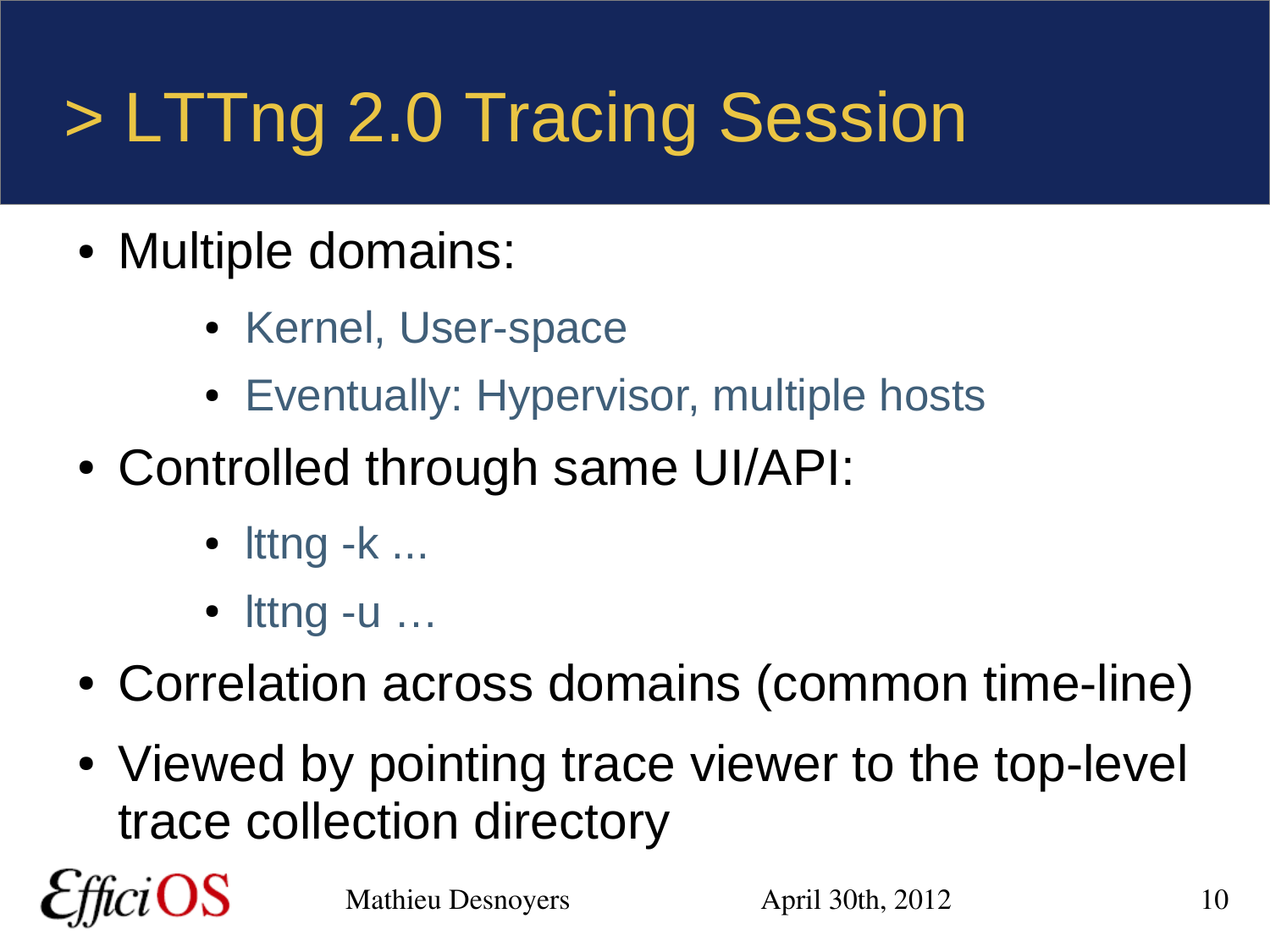# > LTTng 2.0 Tracing Session

- Multiple domains:
  - Kernel, User-space
  - Eventually: Hypervisor, multiple hosts
- Controlled through same UI/API:
  - lttng -k ...
  - lttng -u …
- Correlation across domains (common time-line)
- Viewed by pointing trace viewer to the top-level trace collection directory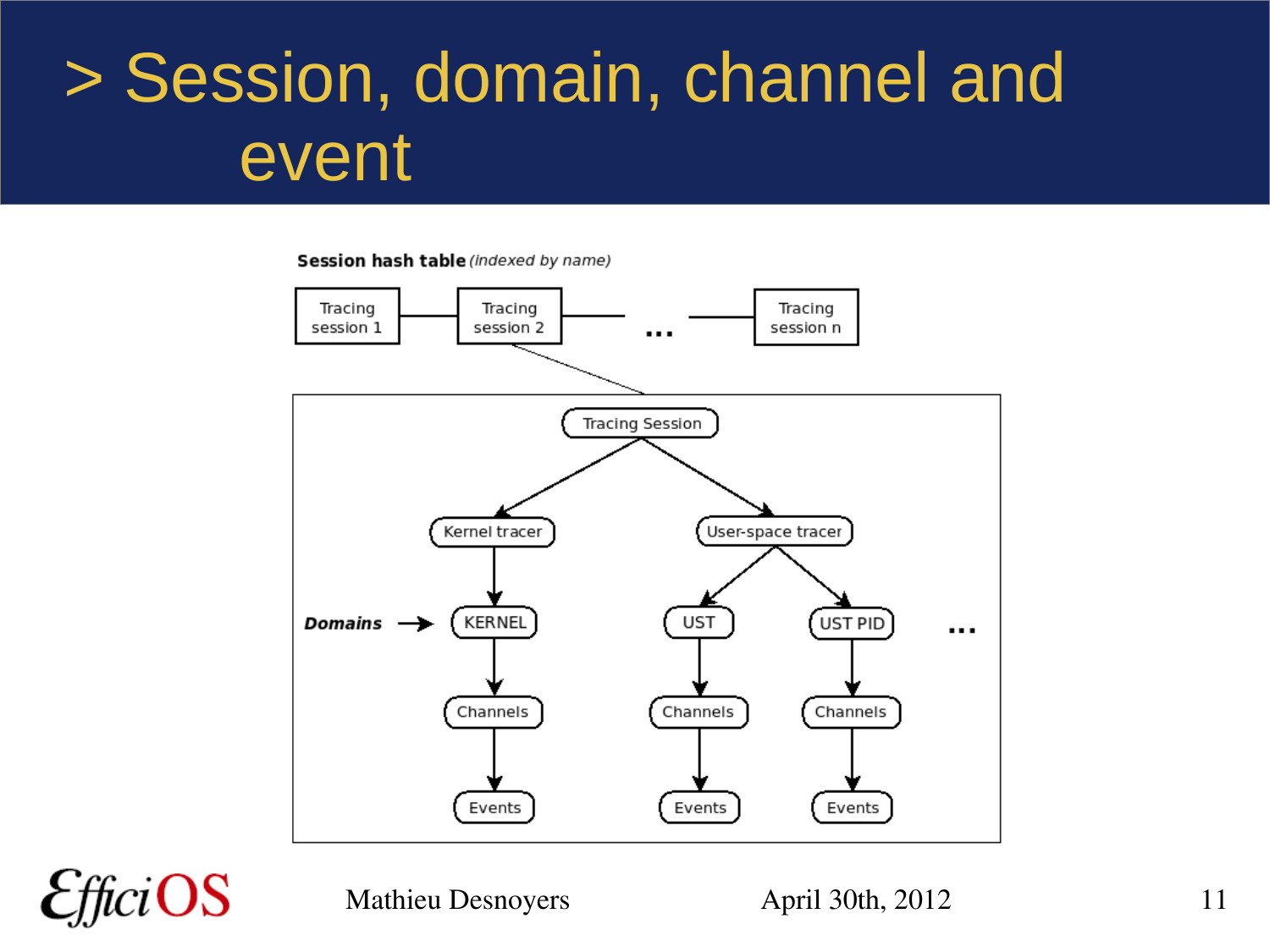# > Session, domain, channel and event

**Session hash table** *(indexed by name)*

Tracing session 1 — Tracing session 2 — ... — Tracing session n

Tracing Session

Kernel tracer → KERNEL → Channels → Events

User-space tracer → UST → Channels → Events

User-space tracer → UST PID → Channels → Events

...

***Domains*** →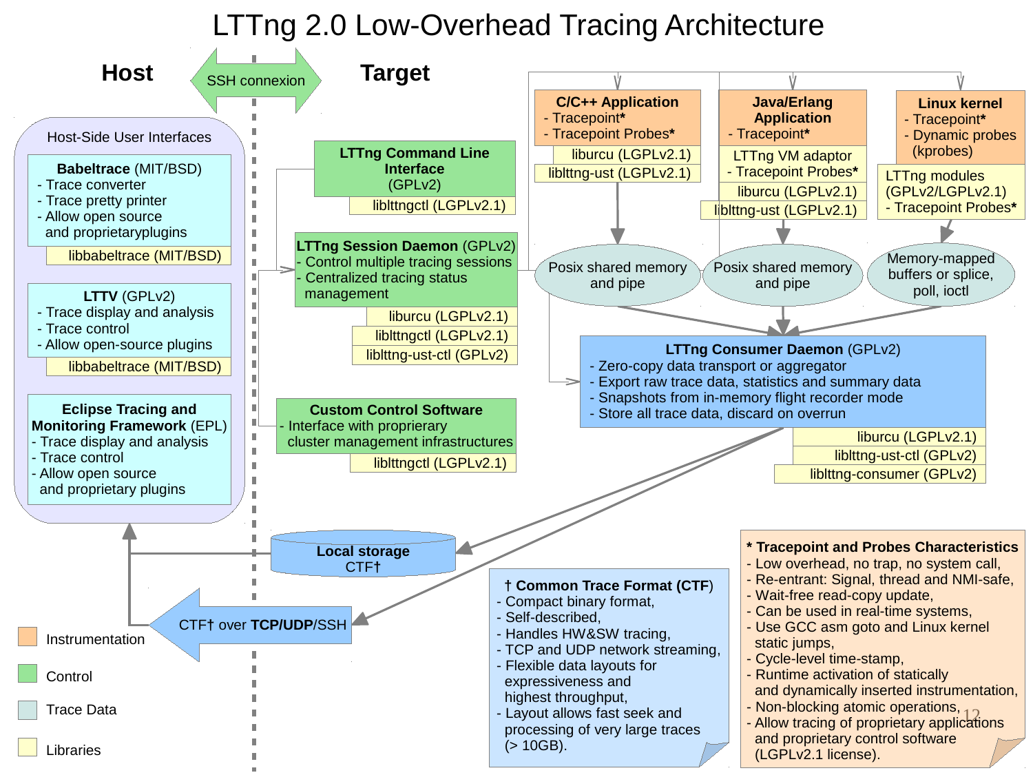# LTTng 2.0 Low-Overhead Tracing Architecture

**Host** — SSH connexion — **Target**

## Host-Side User Interfaces

**Babeltrace** (MIT/BSD)
- Trace converter
- Trace pretty printer
- Allow open source and proprietaryplugins

libbabeltrace (MIT/BSD)

**LTTV** (GPLv2)
- Trace display and analysis
- Trace control
- Allow open-source plugins

libbabeltrace (MIT/BSD)

**Eclipse Tracing and Monitoring Framework** (EPL)
- Trace display and analysis
- Trace control
- Allow open source and proprietary plugins

**LTTng Command Line Interface** (GPLv2)

liblttngctl (LGPLv2.1)

**LTTng Session Daemon** (GPLv2)
- Control multiple tracing sessions
- Centralized tracing status management

liburcu (LGPLv2.1)
liblttngctl (LGPLv2.1)
liblttng-ust-ctl (GPLv2)

**Custom Control Software**
- Interface with proprierary cluster management infrastructures

liblttngctl (LGPLv2.1)

**C/C++ Application**
- Tracepoint*
- Tracepoint Probes*

liburcu (LGPLv2.1)
liblttng-ust (LGPLv2.1)

**Java/Erlang Application**
- Tracepoint*

LTTng VM adaptor
- Tracepoint Probes*

liburcu (LGPLv2.1)
liblttng-ust (LGPLv2.1)

**Linux kernel**
- Tracepoint*
- Dynamic probes (kprobes)

LTTng modules (GPLv2/LGPLv2.1)
- Tracepoint Probes*

Posix shared memory and pipe

Posix shared memory and pipe

Memory-mapped buffers or splice, poll, ioctl

**LTTng Consumer Daemon** (GPLv2)
- Zero-copy data transport or aggregator
- Export raw trace data, statistics and summary data
- Snapshots from in-memory flight recorder mode
- Store all trace data, discard on overrun

liburcu (LGPLv2.1)
liblttng-ust-ctl (GPLv2)
liblttng-consumer (GPLv2)

**Local storage** CTF†

CTF† over **TCP/UDP**/SSH

Legend: Instrumentation · Control · Trace Data · Libraries

**† Common Trace Format (CTF)**
- Compact binary format,
- Self-described,
- Handles HW&SW tracing,
- TCP and UDP network streaming,
- Flexible data layouts for expressiveness and highest throughput,
- Layout allows fast seek and processing of very large traces (> 10GB).

**\* Tracepoint and Probes Characteristics**
- Low overhead, no trap, no system call,
- Re-entrant: Signal, thread and NMI-safe,
- Wait-free read-copy update,
- Can be used in real-time systems,
- Use GCC asm goto and Linux kernel static jumps,
- Cycle-level time-stamp,
- Runtime activation of statically and dynamically inserted instrumentation,
- Non-blocking atomic operations,
- Allow tracing of proprietary applications and proprietary control software (LGPLv2.1 license).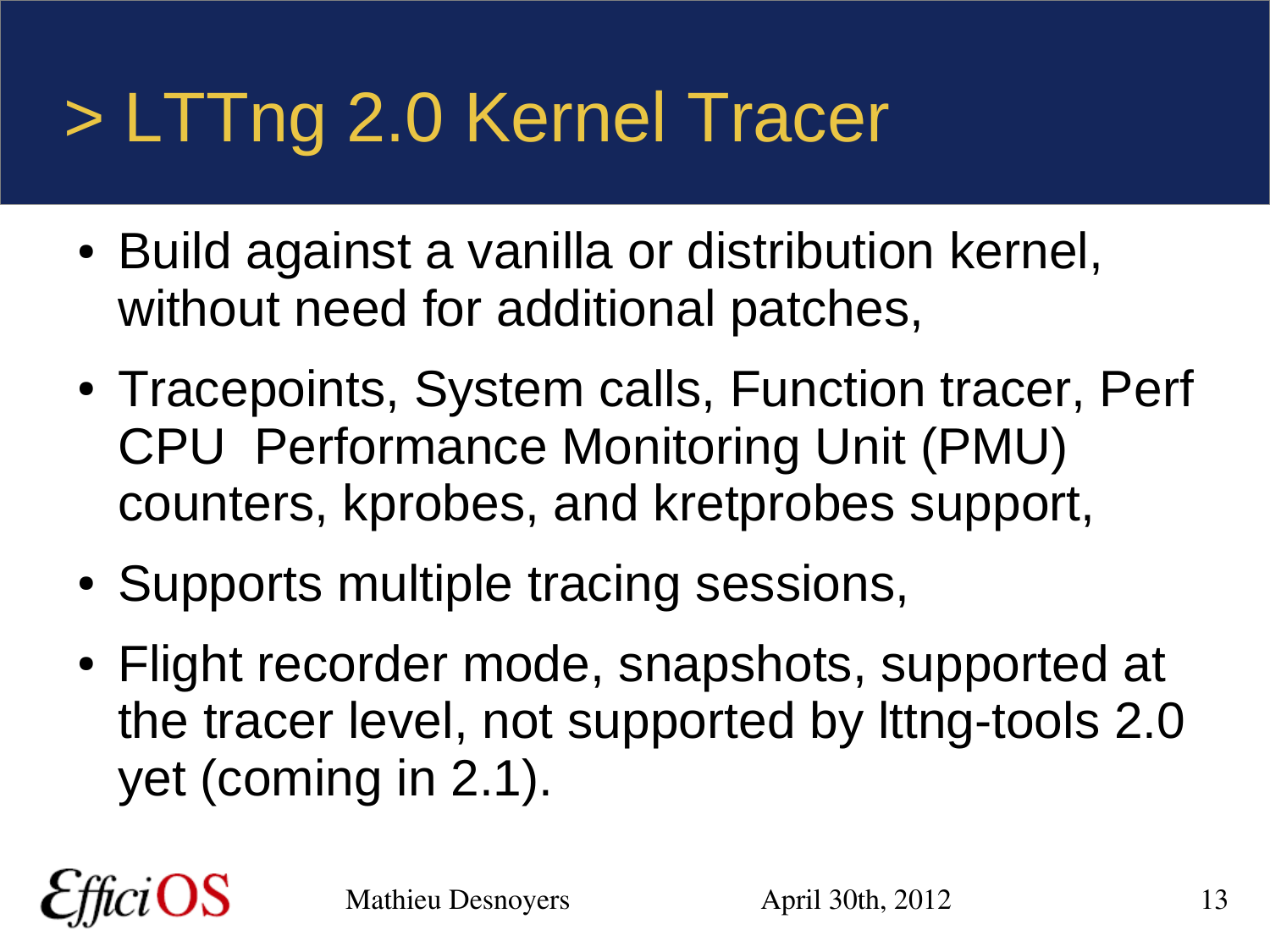# > LTTng 2.0 Kernel Tracer

- Build against a vanilla or distribution kernel, without need for additional patches,
- Tracepoints, System calls, Function tracer, Perf CPU Performance Monitoring Unit (PMU) counters, kprobes, and kretprobes support,
- Supports multiple tracing sessions,
- Flight recorder mode, snapshots, supported at the tracer level, not supported by lttng-tools 2.0 yet (coming in 2.1).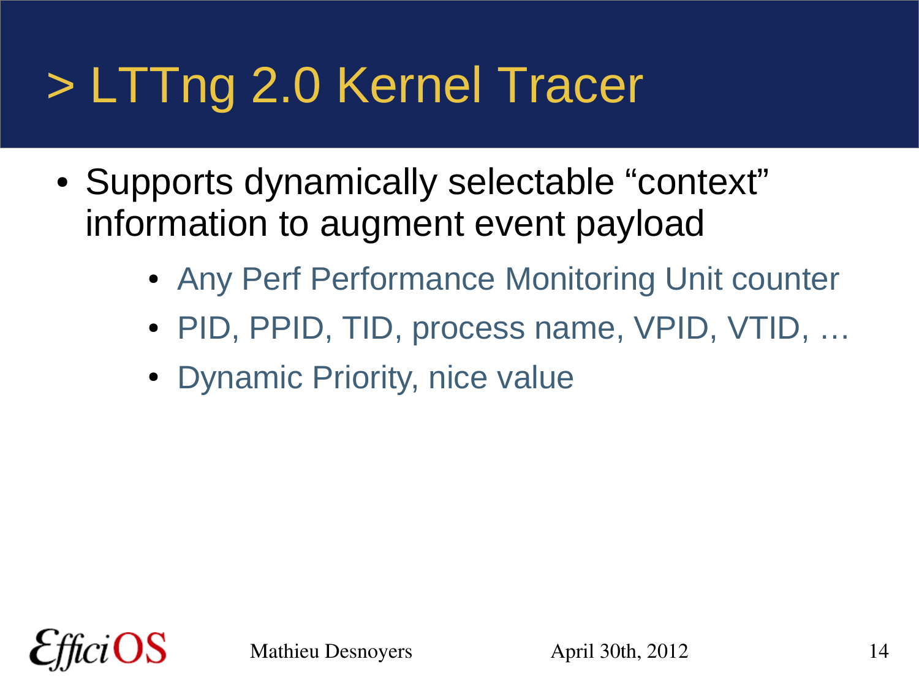# > LTTng 2.0 Kernel Tracer

- Supports dynamically selectable “context” information to augment event payload
  - Any Perf Performance Monitoring Unit counter
  - PID, PPID, TID, process name, VPID, VTID, …
  - Dynamic Priority, nice value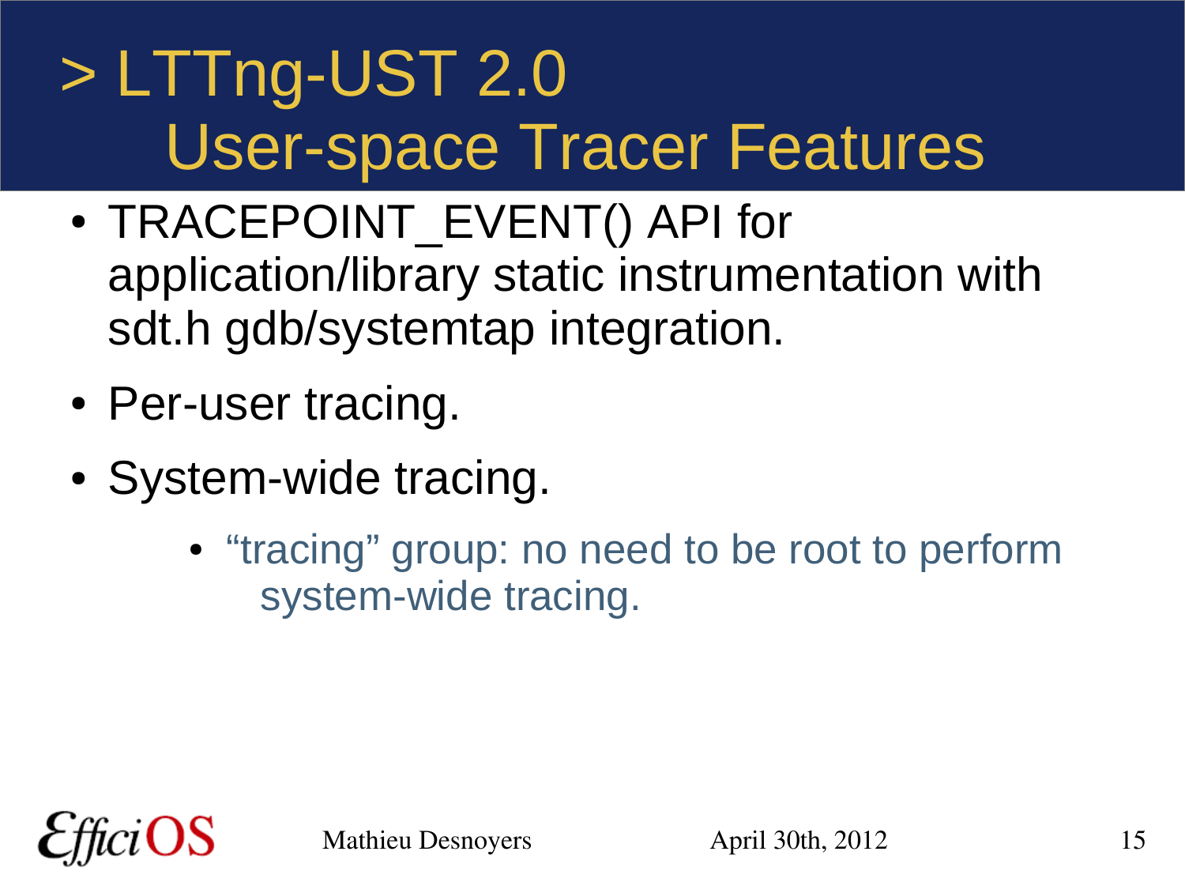# > LTTng-UST 2.0 User-space Tracer Features

- TRACEPOINT_EVENT() API for application/library static instrumentation with sdt.h gdb/systemtap integration.
- Per-user tracing.
- System-wide tracing.
  - “tracing” group: no need to be root to perform system-wide tracing.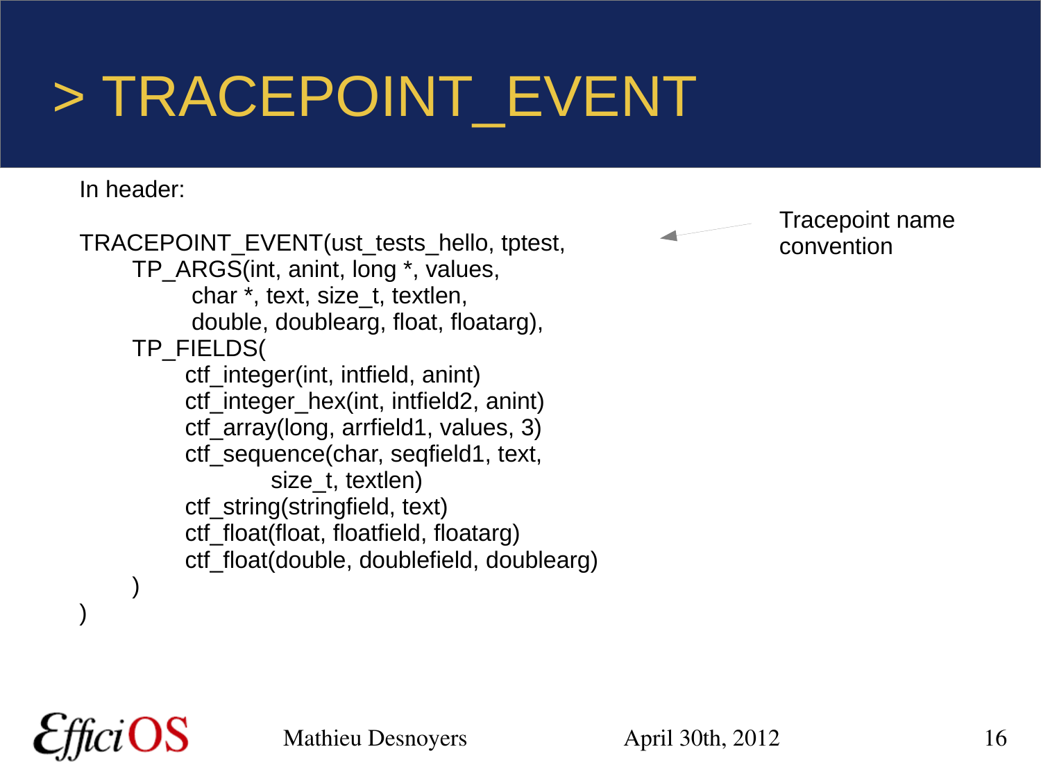# > TRACEPOINT_EVENT

In header:

```
TRACEPOINT_EVENT(ust_tests_hello, tptest,
        TP_ARGS(int, anint, long *, values,
                 char *, text, size_t, textlen,
                 double, doublearg, float, floatarg),
        TP_FIELDS(
                ctf_integer(int, intfield, anint)
                ctf_integer_hex(int, intfield2, anint)
                ctf_array(long, arrfield1, values, 3)
                ctf_sequence(char, seqfield1, text,
                             size_t, textlen)
                ctf_string(stringfield, text)
                ctf_float(float, floatfield, floatarg)
                ctf_float(double, doublefield, doublearg)
        )
)
```

Tracepoint name convention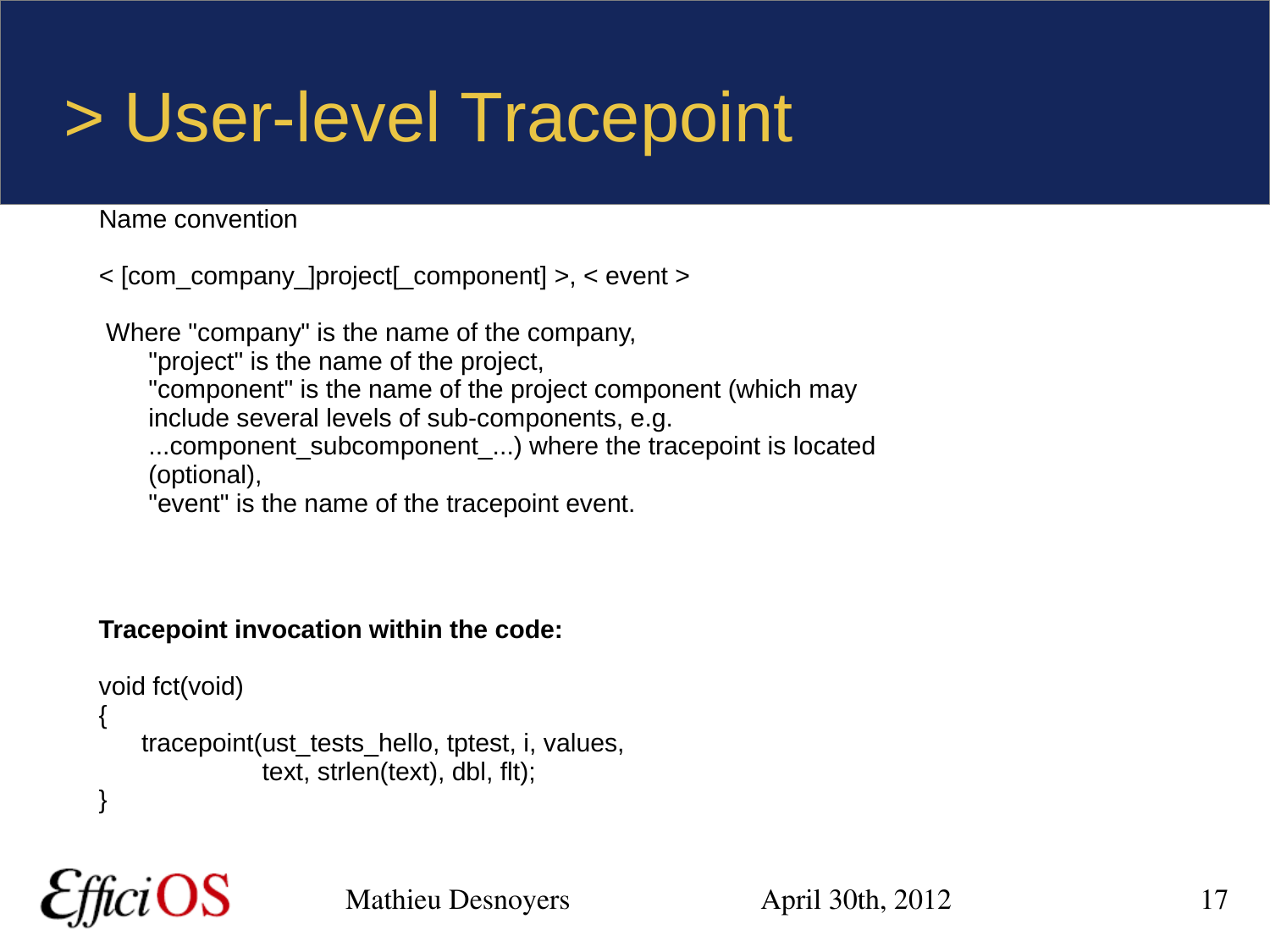# > User-level Tracepoint

Name convention

< [com_company_]project[_component] >, < event >

Where "company" is the name of the company,
"project" is the name of the project,
"component" is the name of the project component (which may include several levels of sub-components, e.g. ...component_subcomponent_...) where the tracepoint is located (optional),
"event" is the name of the tracepoint event.

**Tracepoint invocation within the code:**

```
void fct(void)
{
    tracepoint(ust_tests_hello, tptest, i, values,
               text, strlen(text), dbl, flt);
}
```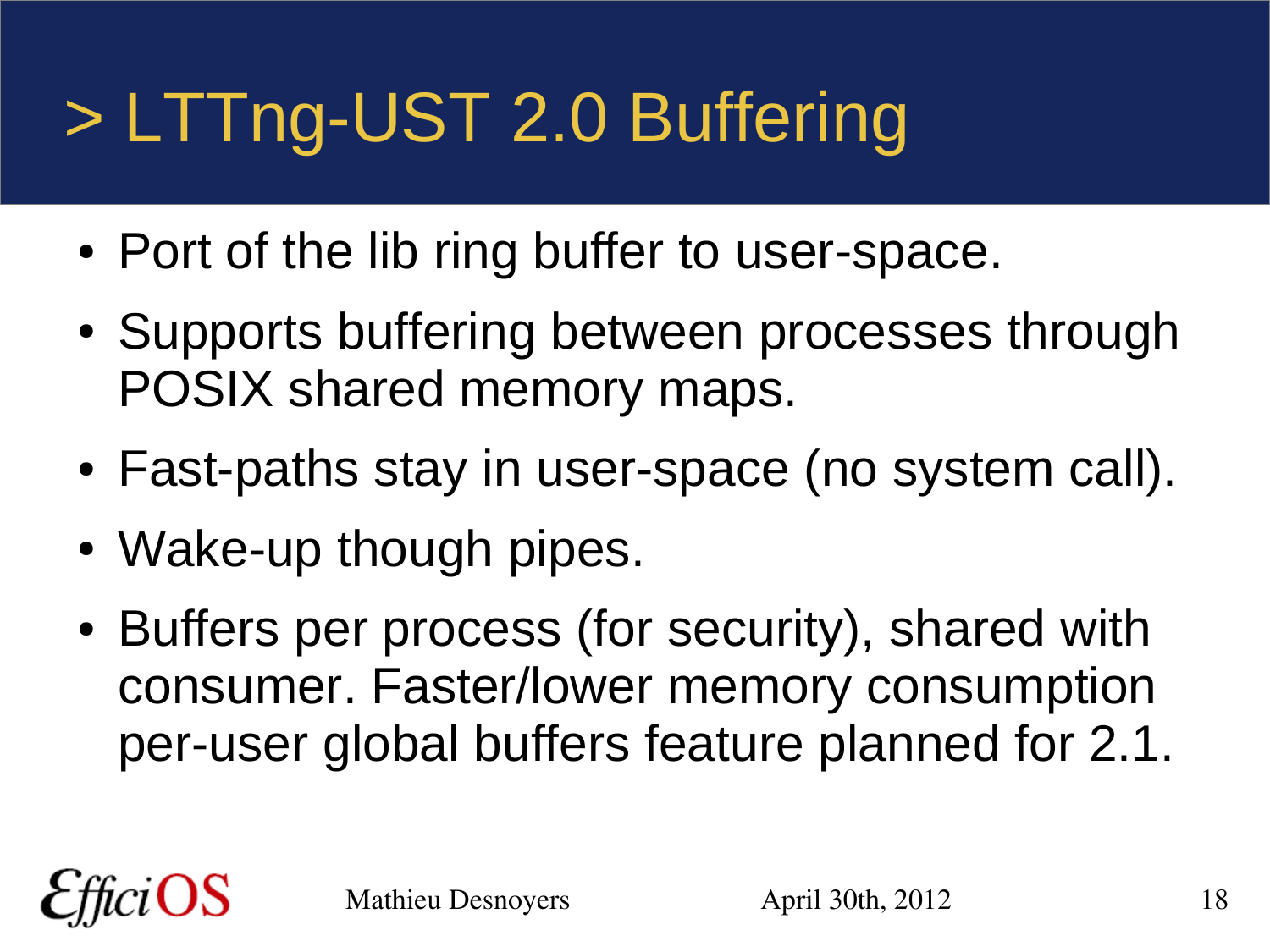# > LTTng-UST 2.0 Buffering

- Port of the lib ring buffer to user-space.
- Supports buffering between processes through POSIX shared memory maps.
- Fast-paths stay in user-space (no system call).
- Wake-up though pipes.
- Buffers per process (for security), shared with consumer. Faster/lower memory consumption per-user global buffers feature planned for 2.1.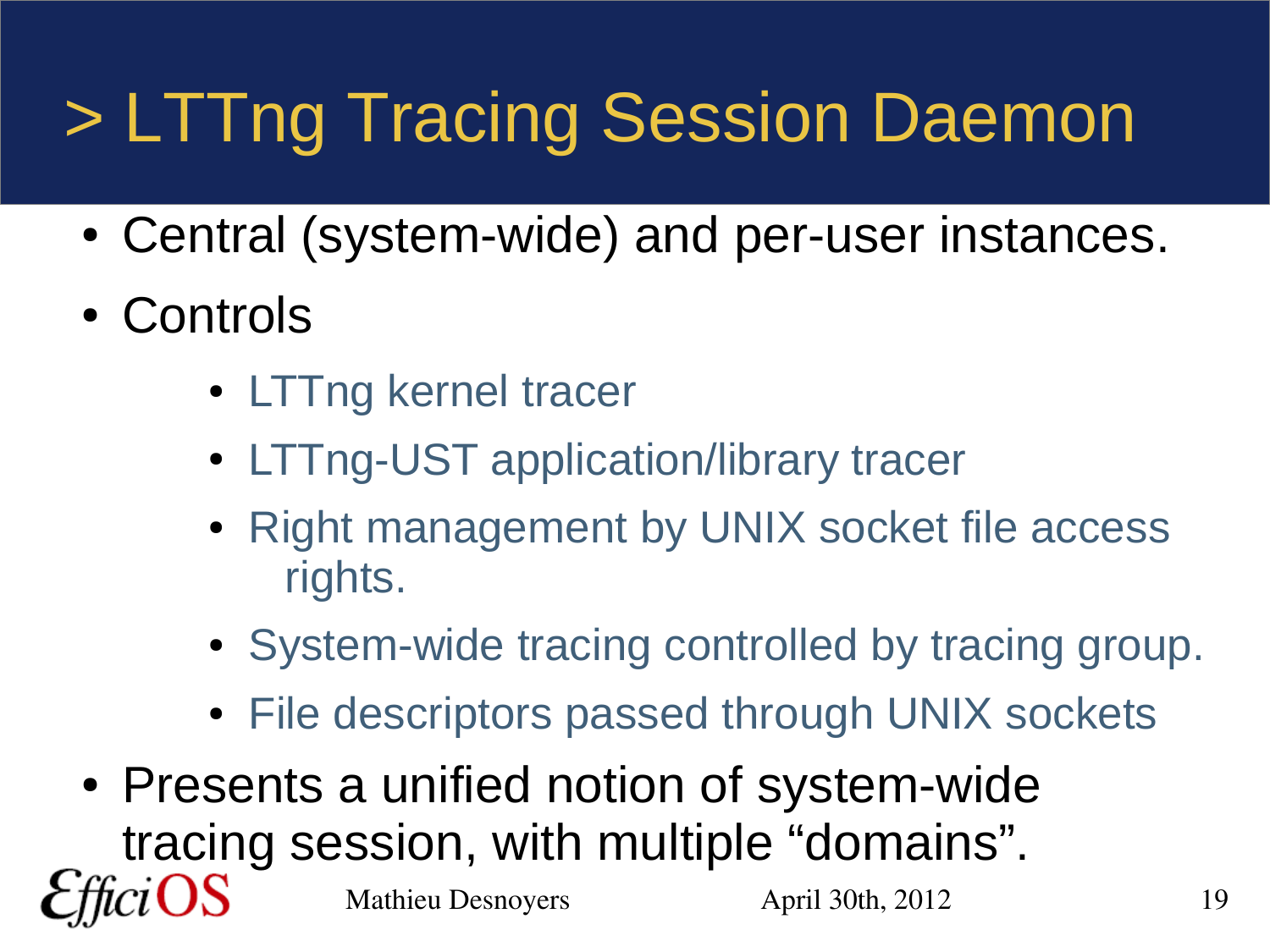# > LTTng Tracing Session Daemon

- Central (system-wide) and per-user instances.
- Controls
  - LTTng kernel tracer
  - LTTng-UST application/library tracer
  - Right management by UNIX socket file access rights.
  - System-wide tracing controlled by tracing group.
  - File descriptors passed through UNIX sockets
- Presents a unified notion of system-wide tracing session, with multiple “domains”.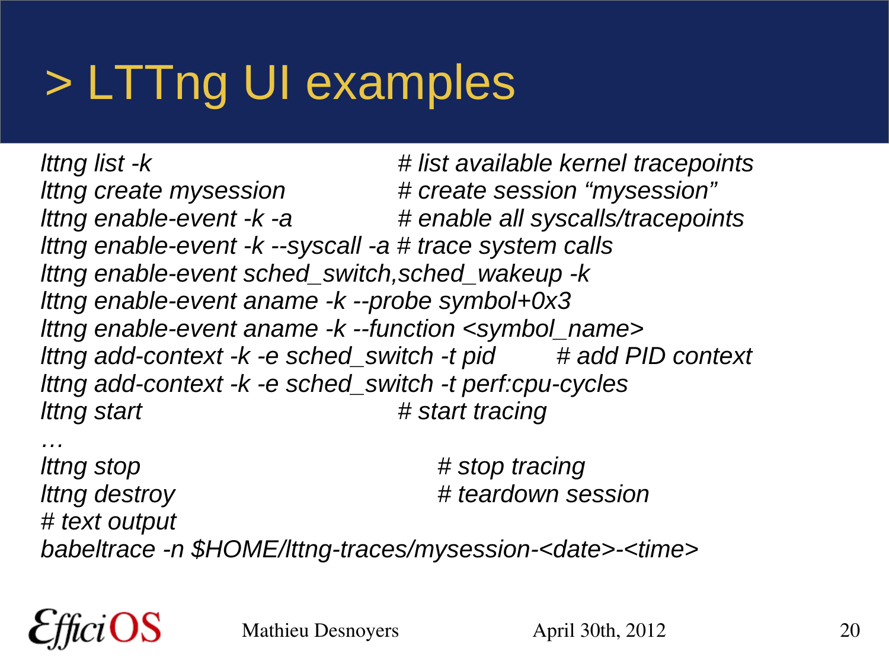# > LTTng UI examples

```
lttng list -k                              # list available kernel tracepoints
lttng create mysession                     # create session "mysession"
lttng enable-event -k -a                   # enable all syscalls/tracepoints
lttng enable-event -k --syscall -a         # trace system calls
lttng enable-event sched_switch,sched_wakeup -k
lttng enable-event aname -k --probe symbol+0x3
lttng enable-event aname -k --function <symbol_name>
lttng add-context -k -e sched_switch -t pid        # add PID context
lttng add-context -k -e sched_switch -t perf:cpu-cycles
lttng start                                # start tracing
…
lttng stop                                 # stop tracing
lttng destroy                              # teardown session
# text output
babeltrace -n $HOME/lttng-traces/mysession-<date>-<time>
```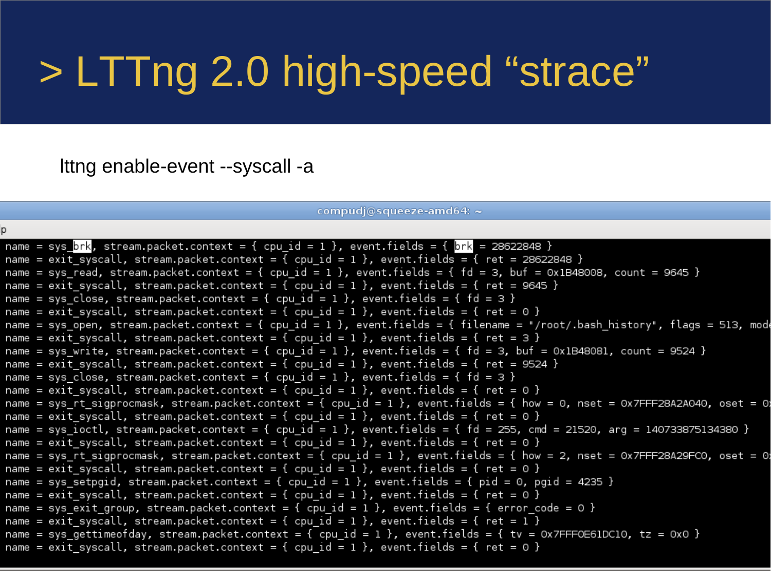# > LTTng 2.0 high-speed "strace"

lttng enable-event --syscall -a

compudj@squeeze-amd64: ~

```
p
name = sys_brk, stream.packet.context = { cpu_id = 1 }, event.fields = { brk = 28622848 }
name = exit_syscall, stream.packet.context = { cpu_id = 1 }, event.fields = { ret = 28622848 }
name = sys_read, stream.packet.context = { cpu_id = 1 }, event.fields = { fd = 3, buf = 0x1B48008, count = 9645 }
name = exit_syscall, stream.packet.context = { cpu_id = 1 }, event.fields = { ret = 9645 }
name = sys_close, stream.packet.context = { cpu_id = 1 }, event.fields = { fd = 3 }
name = exit_syscall, stream.packet.context = { cpu_id = 1 }, event.fields = { ret = 0 }
name = sys_open, stream.packet.context = { cpu_id = 1 }, event.fields = { filename = "/root/.bash_history", flags = 513, mode
name = exit_syscall, stream.packet.context = { cpu_id = 1 }, event.fields = { ret = 3 }
name = sys_write, stream.packet.context = { cpu_id = 1 }, event.fields = { fd = 3, buf = 0x1B48081, count = 9524 }
name = exit_syscall, stream.packet.context = { cpu_id = 1 }, event.fields = { ret = 9524 }
name = sys_close, stream.packet.context = { cpu_id = 1 }, event.fields = { fd = 3 }
name = exit_syscall, stream.packet.context = { cpu_id = 1 }, event.fields = { ret = 0 }
name = sys_rt_sigprocmask, stream.packet.context = { cpu_id = 1 }, event.fields = { how = 0, nset = 0x7FFF28A2A040, oset = 0x
name = exit_syscall, stream.packet.context = { cpu_id = 1 }, event.fields = { ret = 0 }
name = sys_ioctl, stream.packet.context = { cpu_id = 1 }, event.fields = { fd = 255, cmd = 21520, arg = 140733875134380 }
name = exit_syscall, stream.packet.context = { cpu_id = 1 }, event.fields = { ret = 0 }
name = sys_rt_sigprocmask, stream.packet.context = { cpu_id = 1 }, event.fields = { how = 2, nset = 0x7FFF28A29FC0, oset = 0x
name = exit_syscall, stream.packet.context = { cpu_id = 1 }, event.fields = { ret = 0 }
name = sys_setpgid, stream.packet.context = { cpu_id = 1 }, event.fields = { pid = 0, pgid = 4235 }
name = exit_syscall, stream.packet.context = { cpu_id = 1 }, event.fields = { ret = 0 }
name = sys_exit_group, stream.packet.context = { cpu_id = 1 }, event.fields = { error_code = 0 }
name = exit_syscall, stream.packet.context = { cpu_id = 1 }, event.fields = { ret = 1 }
name = sys_gettimeofday, stream.packet.context = { cpu_id = 1 }, event.fields = { tv = 0x7FFF0E61DC10, tz = 0x0 }
name = exit_syscall, stream.packet.context = { cpu_id = 1 }, event.fields = { ret = 0 }
```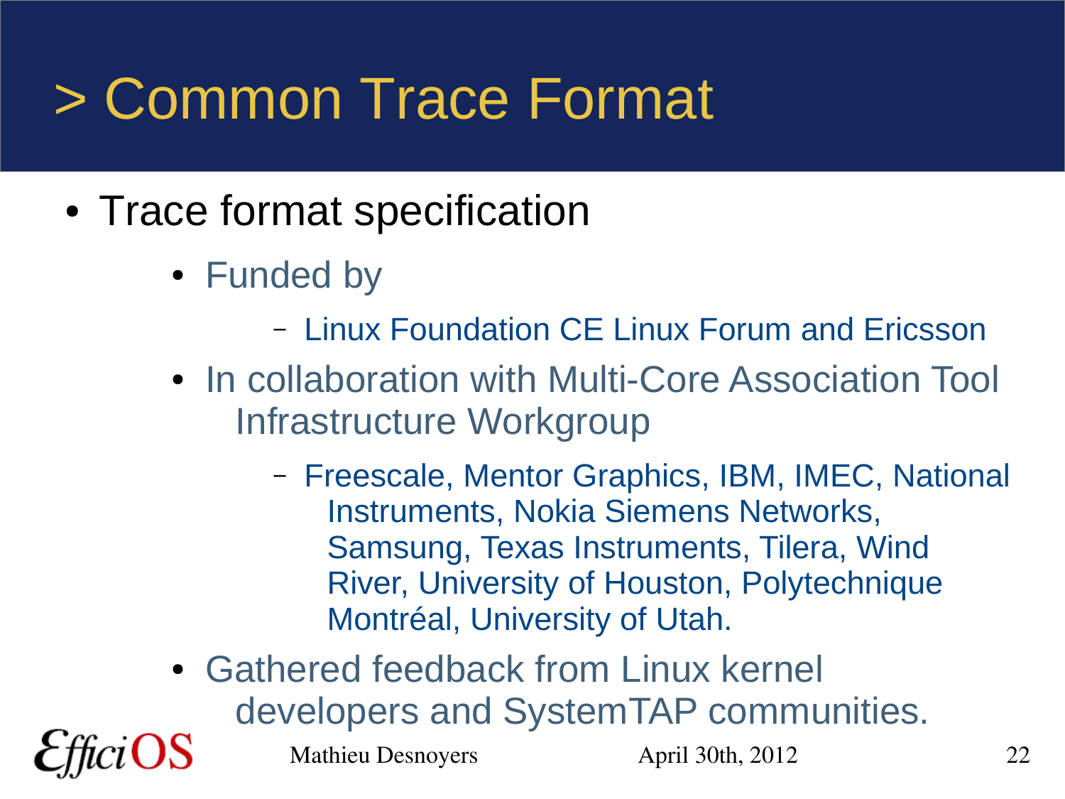# > Common Trace Format

- Trace format specification
  - Funded by
    - Linux Foundation CE Linux Forum and Ericsson
  - In collaboration with Multi-Core Association Tool Infrastructure Workgroup
    - Freescale, Mentor Graphics, IBM, IMEC, National Instruments, Nokia Siemens Networks, Samsung, Texas Instruments, Tilera, Wind River, University of Houston, Polytechnique Montréal, University of Utah.
  - Gathered feedback from Linux kernel developers and SystemTAP communities.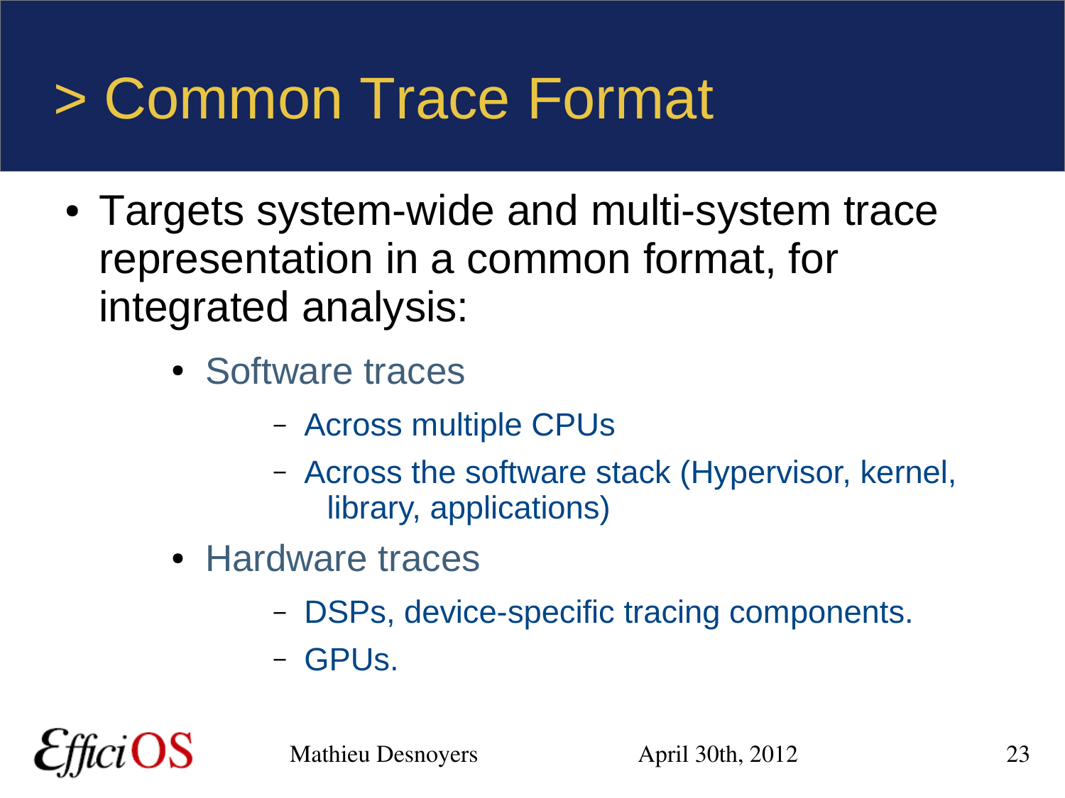# > Common Trace Format

- Targets system-wide and multi-system trace representation in a common format, for integrated analysis:
  - Software traces
    - Across multiple CPUs
    - Across the software stack (Hypervisor, kernel, library, applications)
  - Hardware traces
    - DSPs, device-specific tracing components.
    - GPUs.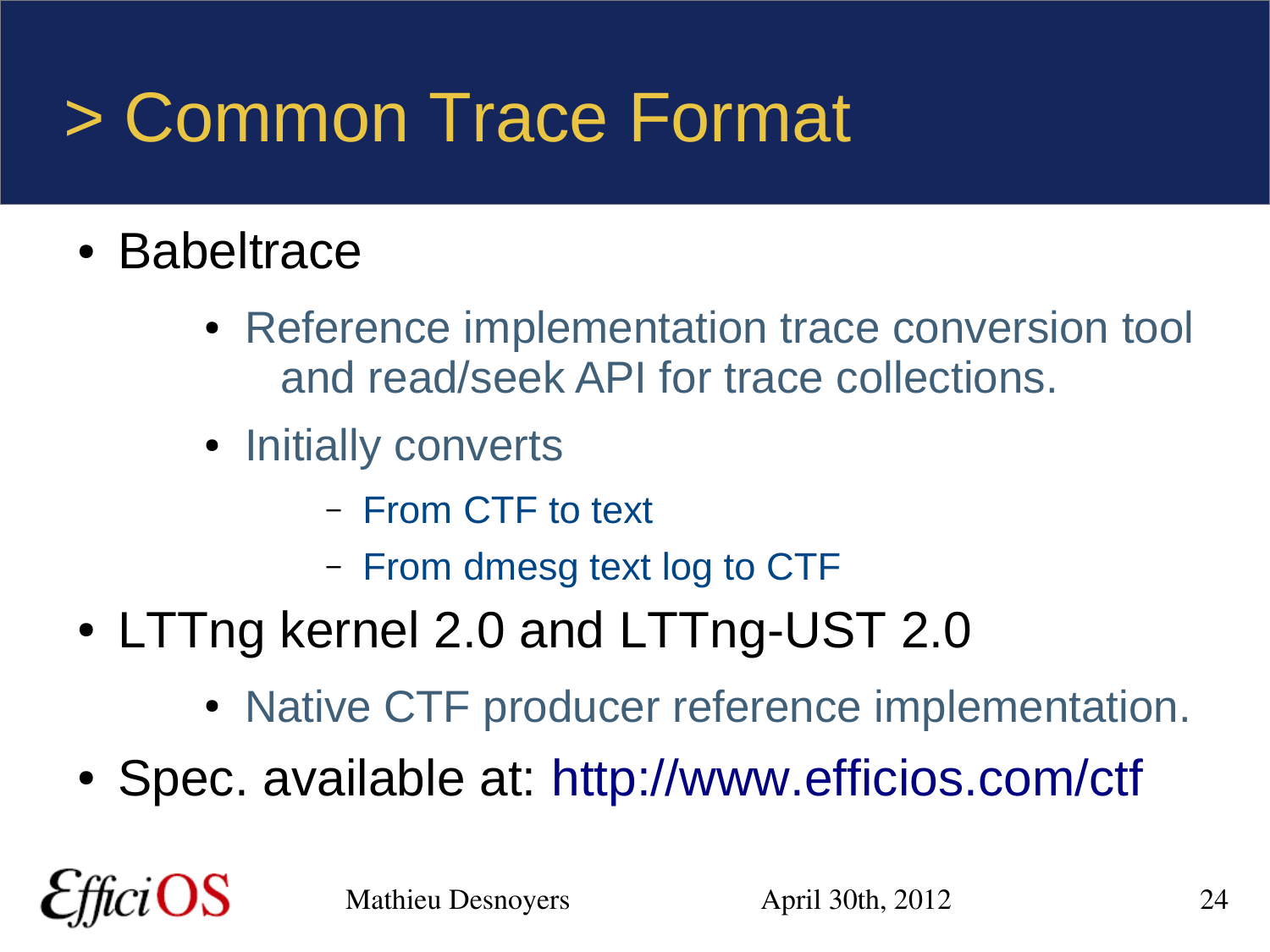# > Common Trace Format

- Babeltrace
  - Reference implementation trace conversion tool and read/seek API for trace collections.
  - Initially converts
    - From CTF to text
    - From dmesg text log to CTF
- LTTng kernel 2.0 and LTTng-UST 2.0
  - Native CTF producer reference implementation.
- Spec. available at: http://www.efficios.com/ctf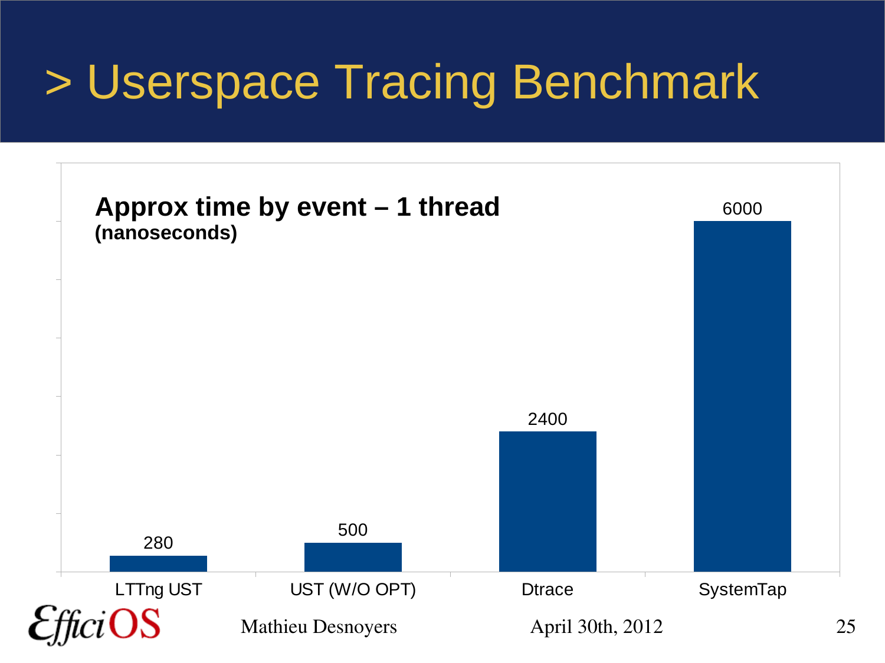# > Userspace Tracing Benchmark

**Approx time by event – 1 thread**
**(nanoseconds)**

| | Time (ns) |
|---|---|
| LTTng UST | 280 |
| UST (W/O OPT) | 500 |
| Dtrace | 2400 |
| SystemTap | 6000 |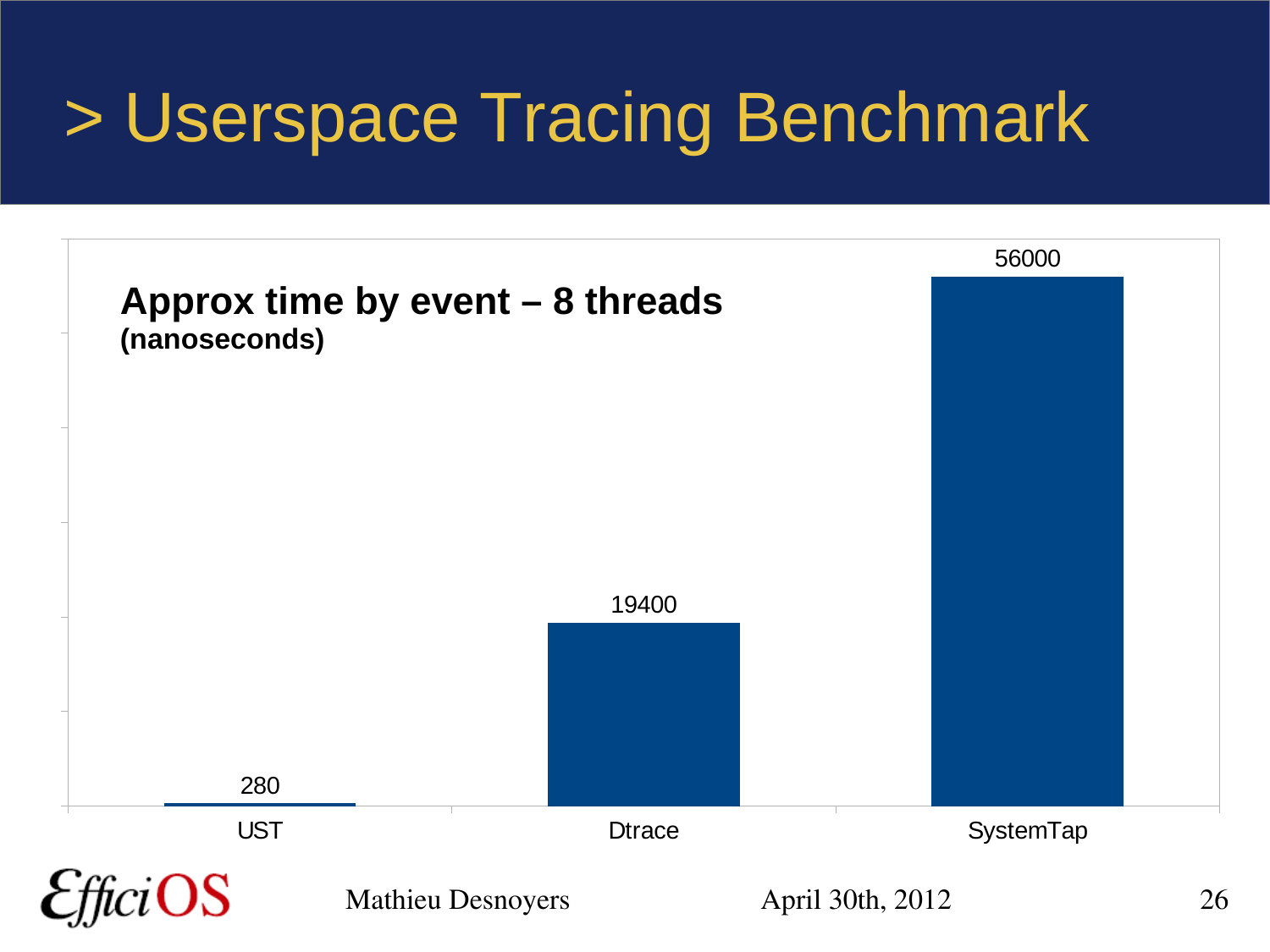# > Userspace Tracing Benchmark

**Approx time by event – 8 threads**
**(nanoseconds)**

| Tracer | Time (ns) |
| --- | --- |
| UST | 280 |
| Dtrace | 19400 |
| SystemTap | 56000 |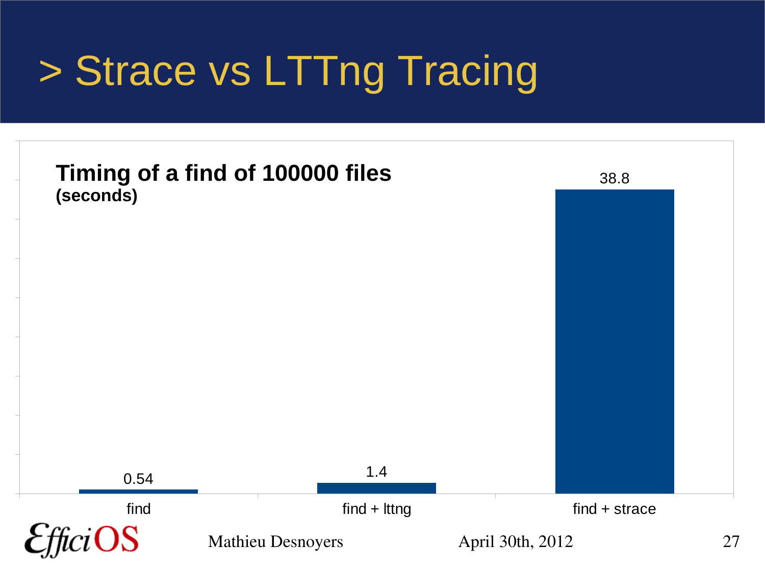# > Strace vs LTTng Tracing

**Timing of a find of 100000 files**
**(seconds)**

| | find | find + lttng | find + strace |
|---|---|---|---|
| Time (seconds) | 0.54 | 1.4 | 38.8 |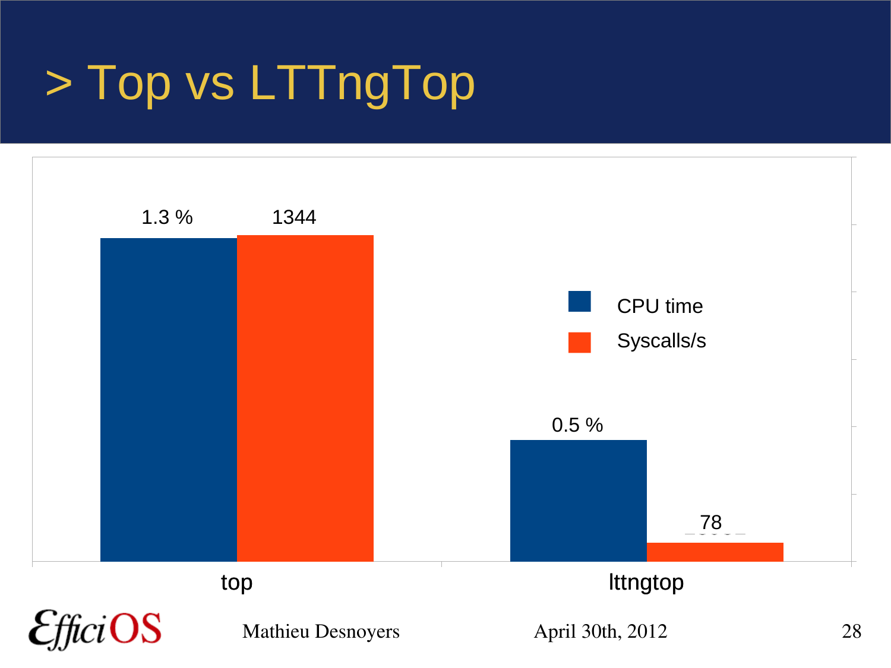# > Top vs LTTngTop

| | CPU time | Syscalls/s |
|---|---|---|
| top | 1.3 % | 1344 |
| lttngtop | 0.5 % | 78 |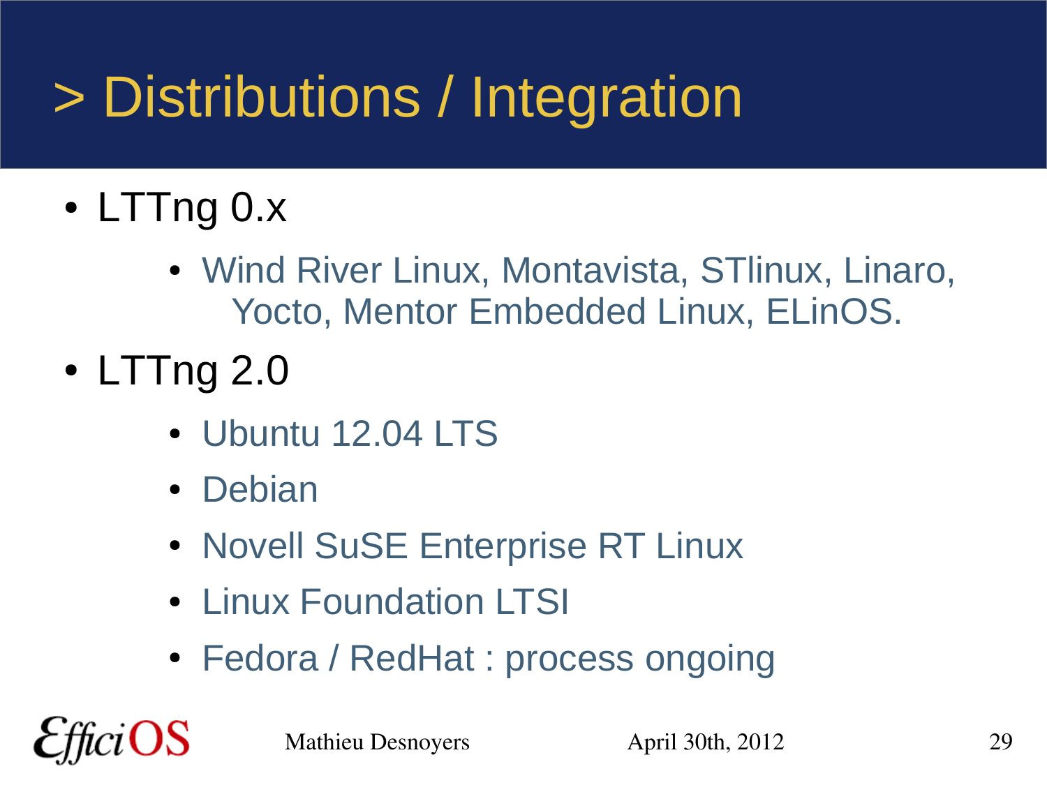# > Distributions / Integration

- LTTng 0.x
  - Wind River Linux, Montavista, STlinux, Linaro, Yocto, Mentor Embedded Linux, ELinOS.
- LTTng 2.0
  - Ubuntu 12.04 LTS
  - Debian
  - Novell SuSE Enterprise RT Linux
  - Linux Foundation LTSI
  - Fedora / RedHat : process ongoing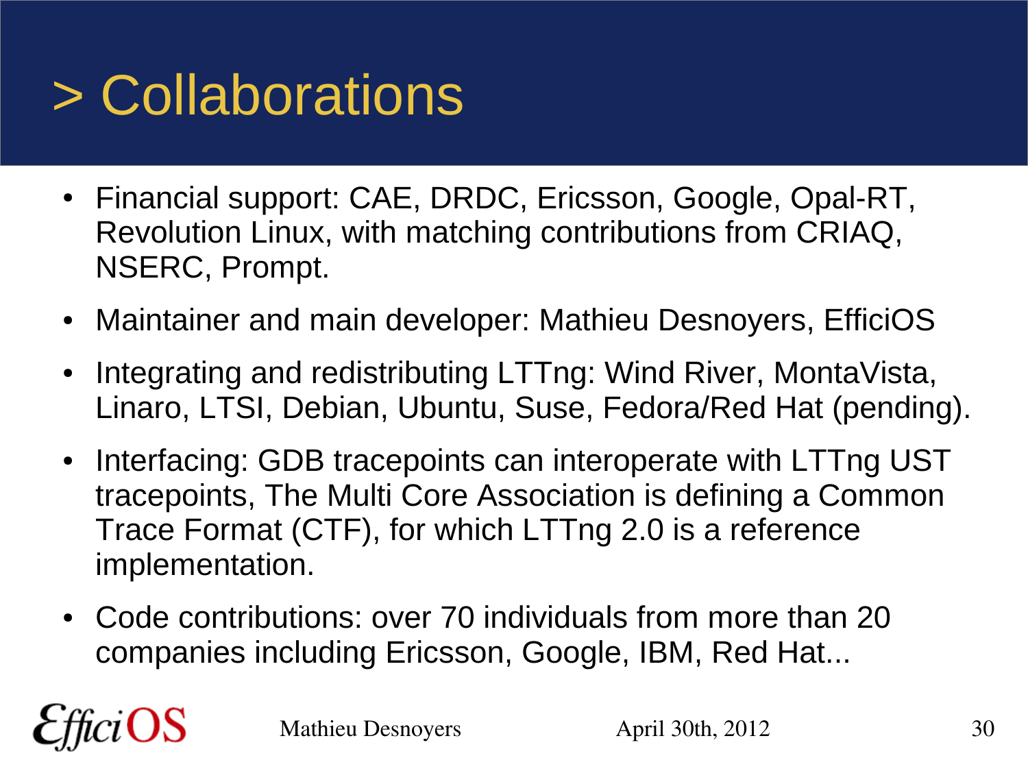# > Collaborations

- Financial support: CAE, DRDC, Ericsson, Google, Opal-RT, Revolution Linux, with matching contributions from CRIAQ, NSERC, Prompt.
- Maintainer and main developer: Mathieu Desnoyers, EfficiOS
- Integrating and redistributing LTTng: Wind River, MontaVista, Linaro, LTSI, Debian, Ubuntu, Suse, Fedora/Red Hat (pending).
- Interfacing: GDB tracepoints can interoperate with LTTng UST tracepoints, The Multi Core Association is defining a Common Trace Format (CTF), for which LTTng 2.0 is a reference implementation.
- Code contributions: over 70 individuals from more than 20 companies including Ericsson, Google, IBM, Red Hat...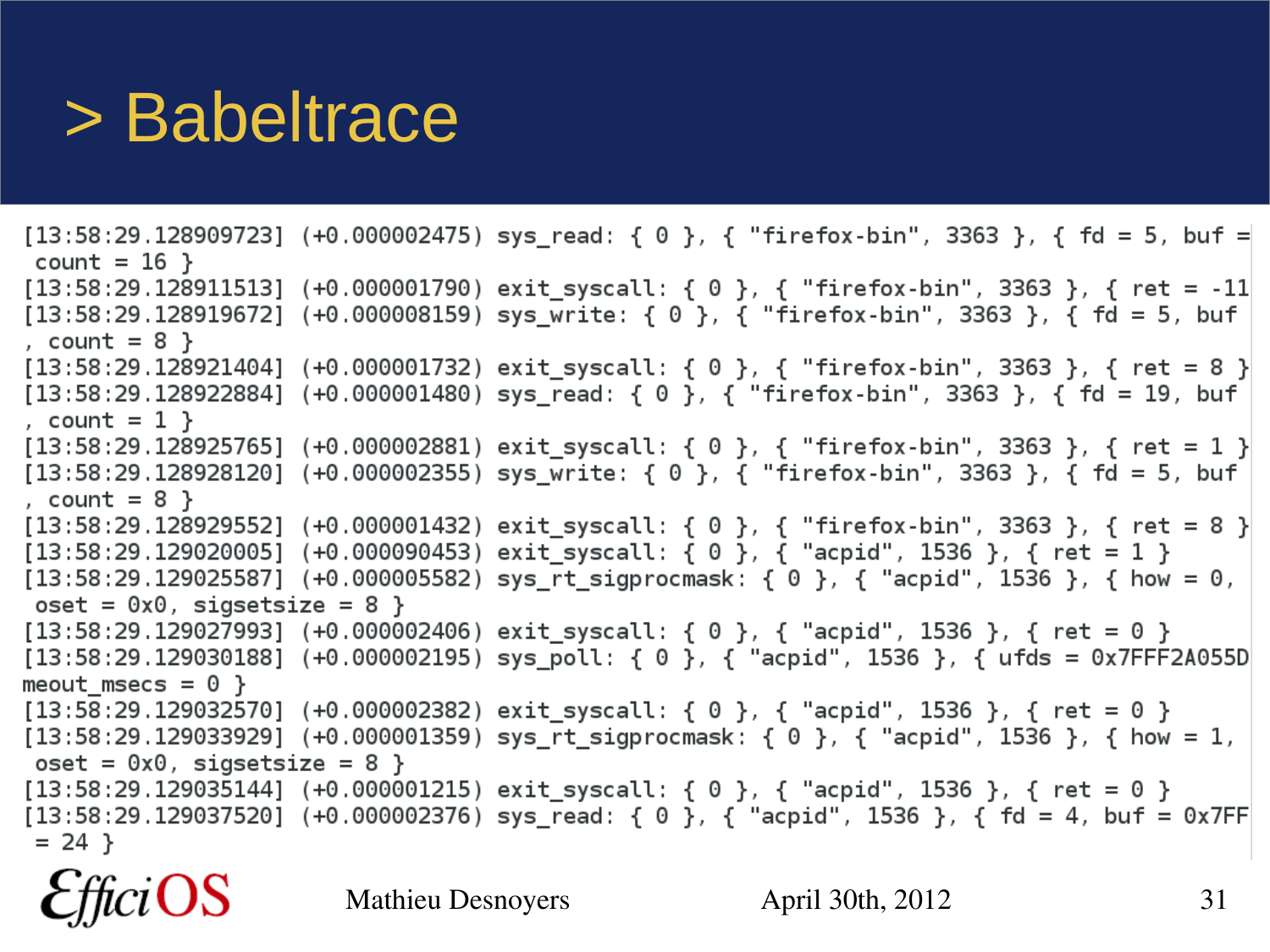# > Babeltrace

```
[13:58:29.128909723] (+0.000002475) sys_read: { 0 }, { "firefox-bin", 3363 }, { fd = 5, buf =
 count = 16 }
[13:58:29.128911513] (+0.000001790) exit_syscall: { 0 }, { "firefox-bin", 3363 }, { ret = -11
[13:58:29.128919672] (+0.000008159) sys_write: { 0 }, { "firefox-bin", 3363 }, { fd = 5, buf
, count = 8 }
[13:58:29.128921404] (+0.000001732) exit_syscall: { 0 }, { "firefox-bin", 3363 }, { ret = 8 }
[13:58:29.128922884] (+0.000001480) sys_read: { 0 }, { "firefox-bin", 3363 }, { fd = 19, buf
, count = 1 }
[13:58:29.128925765] (+0.000002881) exit_syscall: { 0 }, { "firefox-bin", 3363 }, { ret = 1 }
[13:58:29.128928120] (+0.000002355) sys_write: { 0 }, { "firefox-bin", 3363 }, { fd = 5, buf
, count = 8 }
[13:58:29.128929552] (+0.000001432) exit_syscall: { 0 }, { "firefox-bin", 3363 }, { ret = 8 }
[13:58:29.129020005] (+0.000090453) exit_syscall: { 0 }, { "acpid", 1536 }, { ret = 1 }
[13:58:29.129025587] (+0.000005582) sys_rt_sigprocmask: { 0 }, { "acpid", 1536 }, { how = 0,
 oset = 0x0, sigsetsize = 8 }
[13:58:29.129027993] (+0.000002406) exit_syscall: { 0 }, { "acpid", 1536 }, { ret = 0 }
[13:58:29.129030188] (+0.000002195) sys_poll: { 0 }, { "acpid", 1536 }, { ufds = 0x7FFF2A055D
meout_msecs = 0 }
[13:58:29.129032570] (+0.000002382) exit_syscall: { 0 }, { "acpid", 1536 }, { ret = 0 }
[13:58:29.129033929] (+0.000001359) sys_rt_sigprocmask: { 0 }, { "acpid", 1536 }, { how = 1,
 oset = 0x0, sigsetsize = 8 }
[13:58:29.129035144] (+0.000001215) exit_syscall: { 0 }, { "acpid", 1536 }, { ret = 0 }
[13:58:29.129037520] (+0.000002376) sys_read: { 0 }, { "acpid", 1536 }, { fd = 4, buf = 0x7FF
 = 24 }
```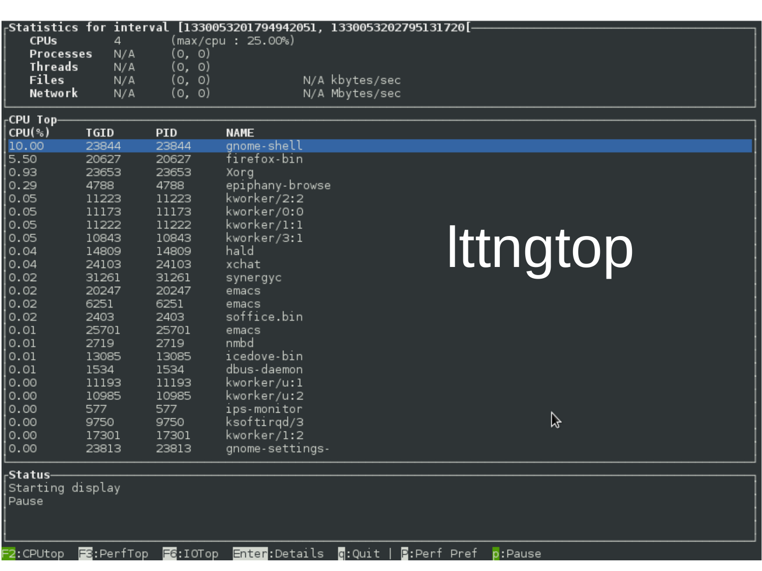```
Statistics for interval [1330053201794942051, 1330053202795131720[
    CPUs        4        (max/cpu : 25.00%)
    Processes   N/A      (0, 0)
    Threads     N/A      (0, 0)
    Files       N/A      (0, 0)              N/A kbytes/sec
    Network     N/A      (0, 0)              N/A Mbytes/sec
```

**CPU Top**

| CPU(%) | TGID | PID | NAME |
|---|---|---|---|
| 10.00 | 23844 | 23844 | gnome-shell |
| 5.50 | 20627 | 20627 | firefox-bin |
| 0.93 | 23653 | 23653 | Xorg |
| 0.29 | 4788 | 4788 | epiphany-browse |
| 0.05 | 11223 | 11223 | kworker/2:2 |
| 0.05 | 11173 | 11173 | kworker/0:0 |
| 0.05 | 11222 | 11222 | kworker/1:1 |
| 0.05 | 10843 | 10843 | kworker/3:1 |
| 0.04 | 14809 | 14809 | hald |
| 0.04 | 24103 | 24103 | xchat |
| 0.02 | 31261 | 31261 | synergyc |
| 0.02 | 20247 | 20247 | emacs |
| 0.02 | 6251 | 6251 | emacs |
| 0.02 | 2403 | 2403 | soffice.bin |
| 0.01 | 25701 | 25701 | emacs |
| 0.01 | 2719 | 2719 | nmbd |
| 0.01 | 13085 | 13085 | icedove-bin |
| 0.01 | 1534 | 1534 | dbus-daemon |
| 0.00 | 11193 | 11193 | kworker/u:1 |
| 0.00 | 10985 | 10985 | kworker/u:2 |
| 0.00 | 577 | 577 | ips-monitor |
| 0.00 | 9750 | 9750 | ksoftirqd/3 |
| 0.00 | 17301 | 17301 | kworker/1:2 |
| 0.00 | 23813 | 23813 | gnome-settings- |

# lttngtop

**Status**

Starting display
Pause

F2:CPUtop F3:PerfTop F6:IOTop Enter:Details q:Quit | P:Perf Pref p:Pause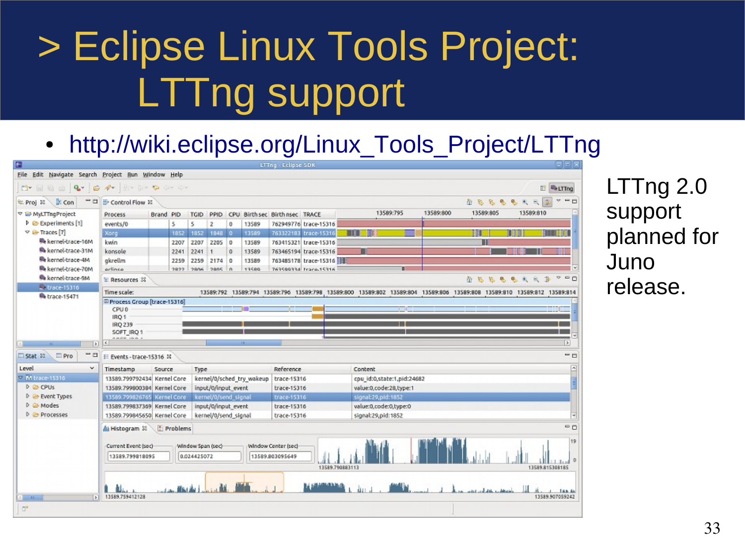# > Eclipse Linux Tools Project: LTTng support

- http://wiki.eclipse.org/Linux_Tools_Project/LTTng

LTTng 2.0 support planned for Juno release.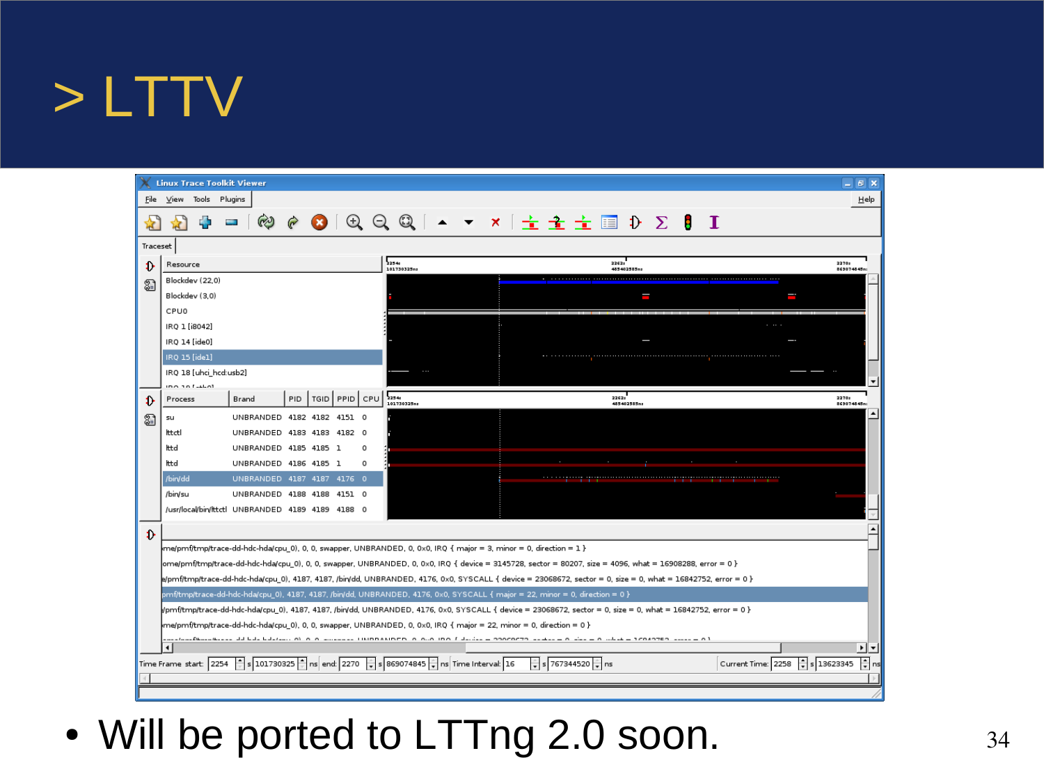# > LTTV

- Will be ported to LTTng 2.0 soon.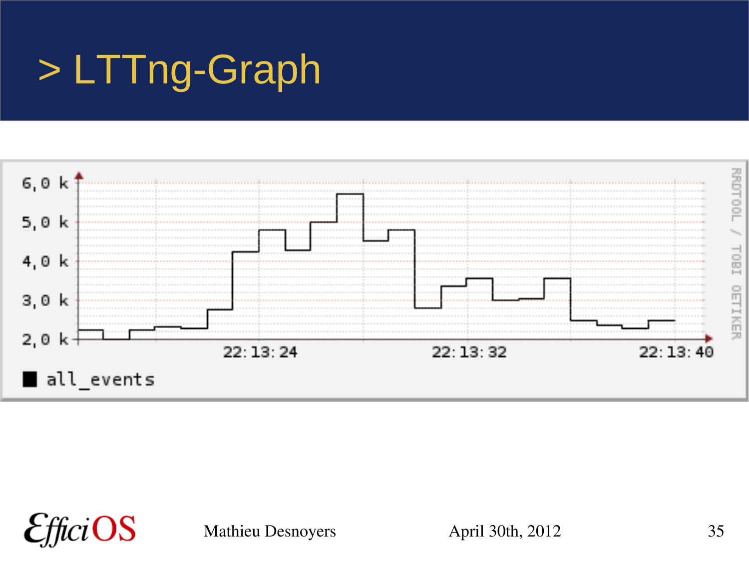# > LTTng-Graph

6,0 k
5,0 k
4,0 k
3,0 k
2,0 k

22:13:24 22:13:32 22:13:40

■ all_events

RRDTOOL / TOBI OETIKER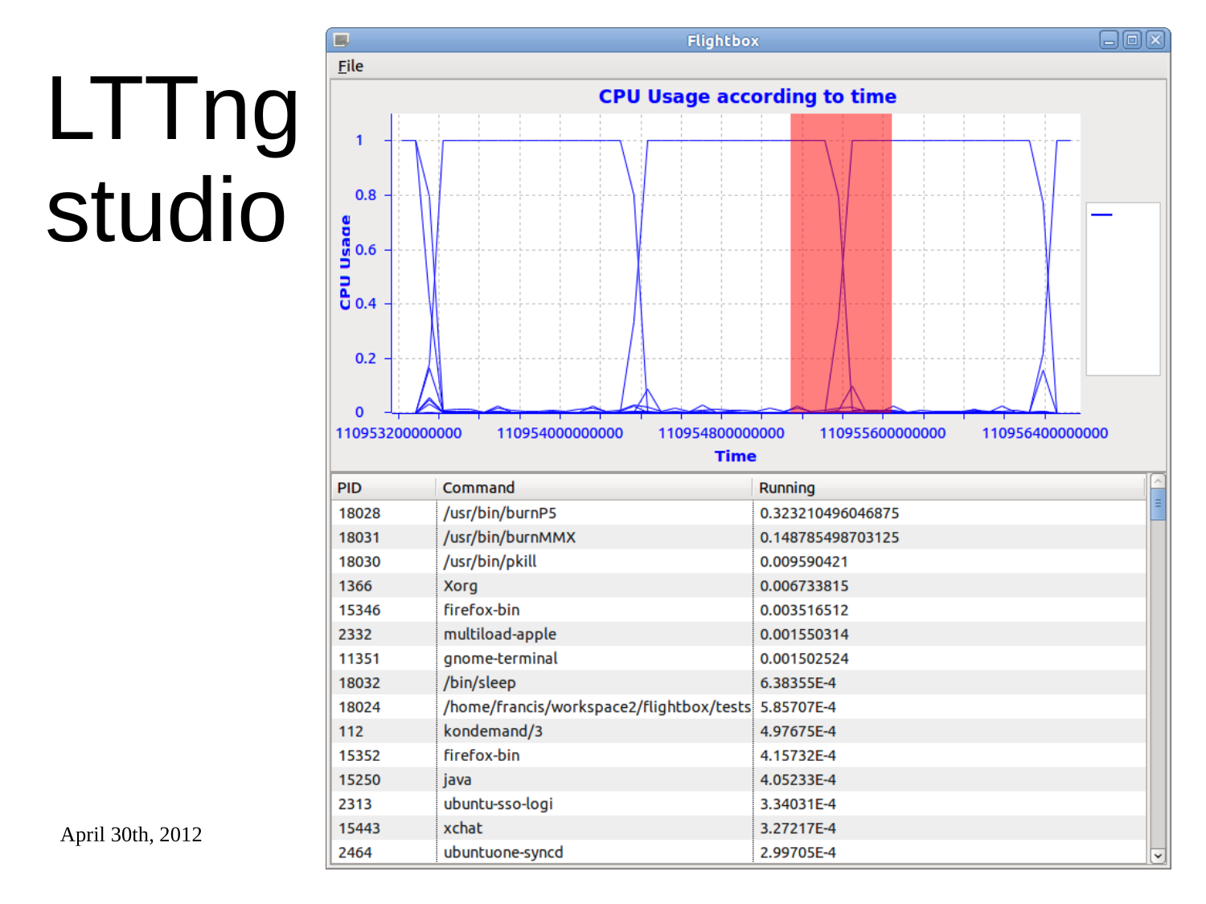# LTTng studio

April 30th, 2012

Flightbox

File

CPU Usage according to time

| PID | Command | Running |
|---|---|---|
| 18028 | /usr/bin/burnP5 | 0.323210496046875 |
| 18031 | /usr/bin/burnMMX | 0.148785498703125 |
| 18030 | /usr/bin/pkill | 0.009590421 |
| 1366 | Xorg | 0.006733815 |
| 15346 | firefox-bin | 0.003516512 |
| 2332 | multiload-apple | 0.001550314 |
| 11351 | gnome-terminal | 0.001502524 |
| 18032 | /bin/sleep | 6.38355E-4 |
| 18024 | /home/francis/workspace2/flightbox/tests | 5.85707E-4 |
| 112 | kondemand/3 | 4.97675E-4 |
| 15352 | firefox-bin | 4.15732E-4 |
| 15250 | java | 4.05233E-4 |
| 2313 | ubuntu-sso-logi | 3.34031E-4 |
| 15443 | xchat | 3.27217E-4 |
| 2464 | ubuntuone-syncd | 2.99705E-4 |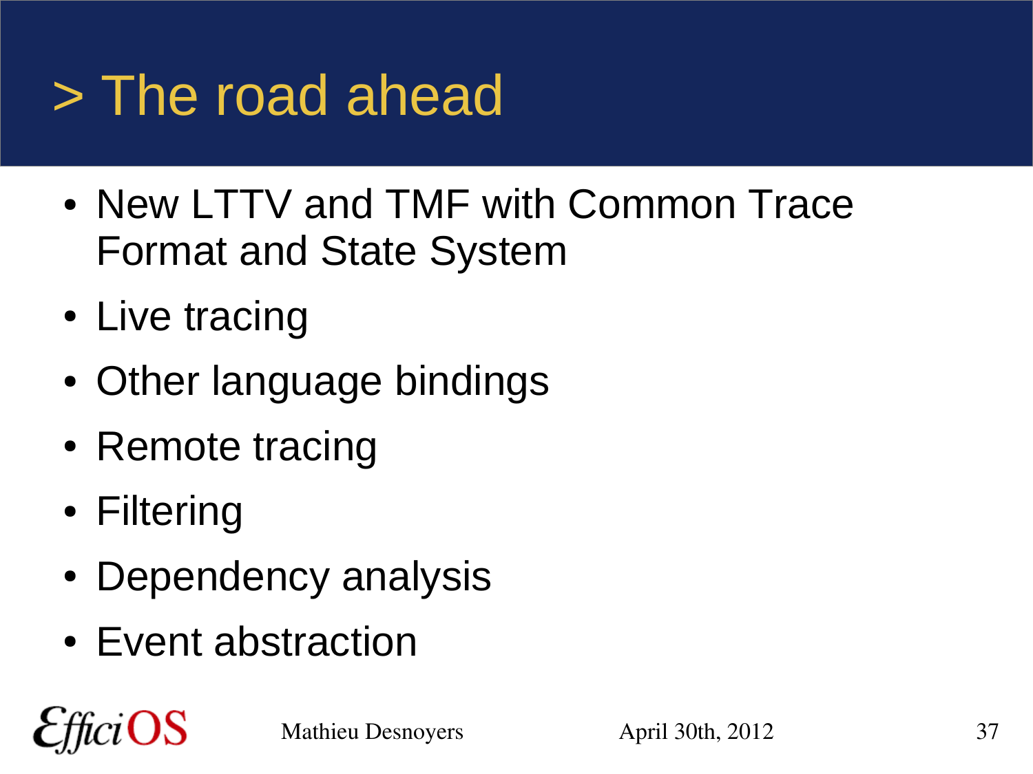# > The road ahead

- New LTTV and TMF with Common Trace Format and State System
- Live tracing
- Other language bindings
- Remote tracing
- Filtering
- Dependency analysis
- Event abstraction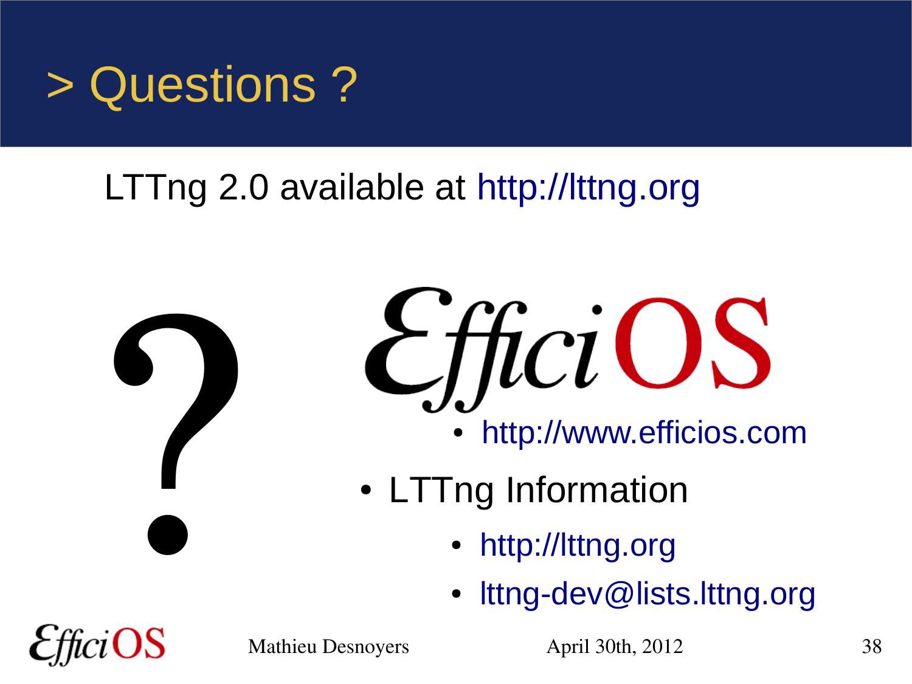# > Questions ?

LTTng 2.0 available at http://lttng.org

?

EfficiOS

- http://www.efficios.com

- LTTng Information
  - http://lttng.org
  - lttng-dev@lists.lttng.org